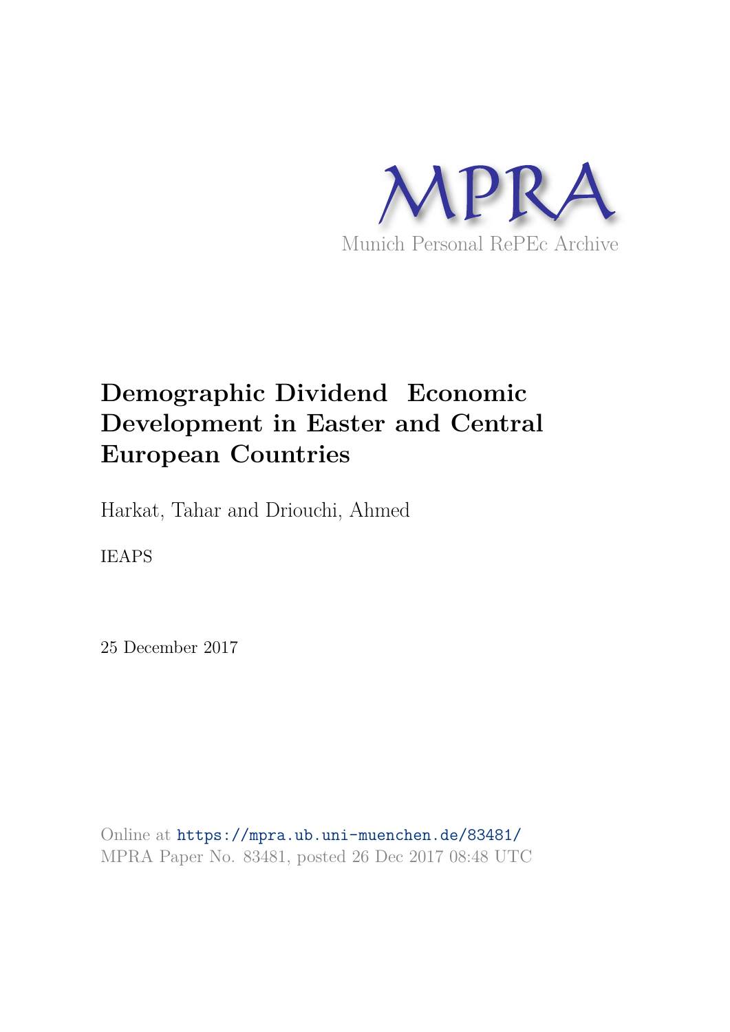MPRA

Munich Personal RePEc Archive

# Demographic Dividend Economic Development in Easter and Central European Countries

Harkat, Tahar and Driouchi, Ahmed

IEAPS

25 December 2017

Online at https://mpra.ub.uni-muenchen.de/83481/
MPRA Paper No. 83481, posted 26 Dec 2017 08:48 UTC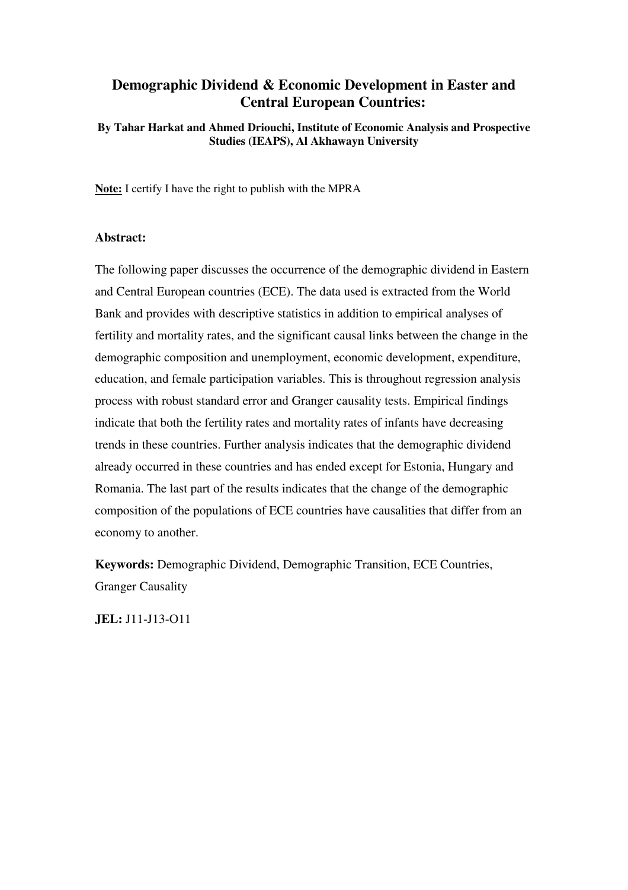# Demographic Dividend & Economic Development in Easter and Central European Countries:

**By Tahar Harkat and Ahmed Driouchi, Institute of Economic Analysis and Prospective Studies (IEAPS), Al Akhawayn University**

**Note:** I certify I have the right to publish with the MPRA

**Abstract:**

The following paper discusses the occurrence of the demographic dividend in Eastern and Central European countries (ECE). The data used is extracted from the World Bank and provides with descriptive statistics in addition to empirical analyses of fertility and mortality rates, and the significant causal links between the change in the demographic composition and unemployment, economic development, expenditure, education, and female participation variables. This is throughout regression analysis process with robust standard error and Granger causality tests. Empirical findings indicate that both the fertility rates and mortality rates of infants have decreasing trends in these countries. Further analysis indicates that the demographic dividend already occurred in these countries and has ended except for Estonia, Hungary and Romania. The last part of the results indicates that the change of the demographic composition of the populations of ECE countries have causalities that differ from an economy to another.

**Keywords:** Demographic Dividend, Demographic Transition, ECE Countries, Granger Causality

**JEL:** J11-J13-O11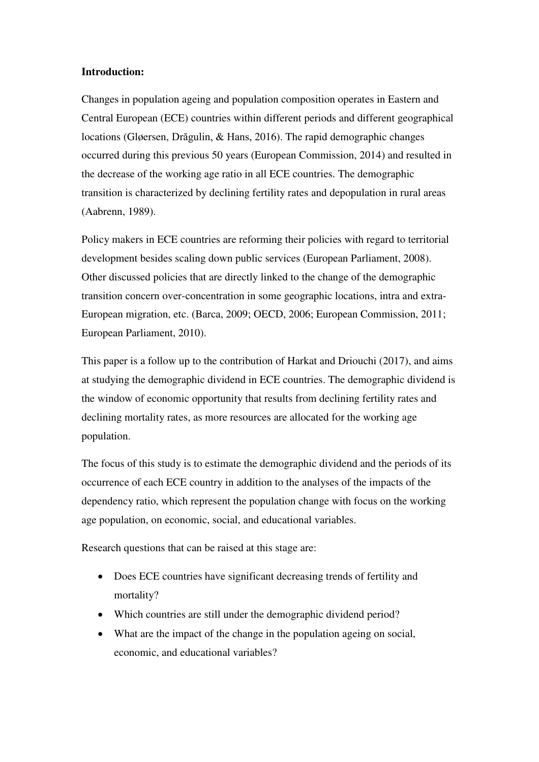**Introduction:**

Changes in population ageing and population composition operates in Eastern and Central European (ECE) countries within different periods and different geographical locations (Gløersen, Drăgulin, & Hans, 2016). The rapid demographic changes occurred during this previous 50 years (European Commission, 2014) and resulted in the decrease of the working age ratio in all ECE countries. The demographic transition is characterized by declining fertility rates and depopulation in rural areas (Aabrenn, 1989).

Policy makers in ECE countries are reforming their policies with regard to territorial development besides scaling down public services (European Parliament, 2008). Other discussed policies that are directly linked to the change of the demographic transition concern over-concentration in some geographic locations, intra and extra-European migration, etc. (Barca, 2009; OECD, 2006; European Commission, 2011; European Parliament, 2010).

This paper is a follow up to the contribution of Harkat and Driouchi (2017), and aims at studying the demographic dividend in ECE countries. The demographic dividend is the window of economic opportunity that results from declining fertility rates and declining mortality rates, as more resources are allocated for the working age population.

The focus of this study is to estimate the demographic dividend and the periods of its occurrence of each ECE country in addition to the analyses of the impacts of the dependency ratio, which represent the population change with focus on the working age population, on economic, social, and educational variables.

Research questions that can be raised at this stage are:

- Does ECE countries have significant decreasing trends of fertility and mortality?
- Which countries are still under the demographic dividend period?
- What are the impact of the change in the population ageing on social, economic, and educational variables?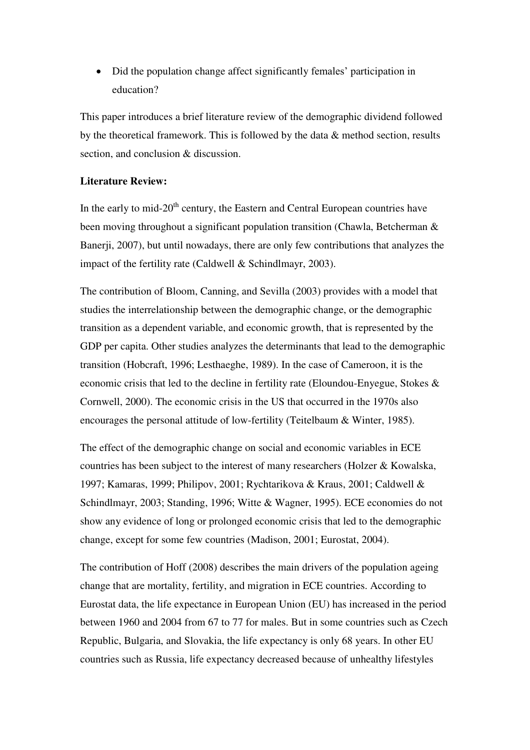- Did the population change affect significantly females' participation in education?

This paper introduces a brief literature review of the demographic dividend followed by the theoretical framework. This is followed by the data & method section, results section, and conclusion & discussion.

**Literature Review:**

In the early to mid-20th century, the Eastern and Central European countries have been moving throughout a significant population transition (Chawla, Betcherman & Banerji, 2007), but until nowadays, there are only few contributions that analyzes the impact of the fertility rate (Caldwell & Schindlmayr, 2003).

The contribution of Bloom, Canning, and Sevilla (2003) provides with a model that studies the interrelationship between the demographic change, or the demographic transition as a dependent variable, and economic growth, that is represented by the GDP per capita. Other studies analyzes the determinants that lead to the demographic transition (Hobcraft, 1996; Lesthaeghe, 1989). In the case of Cameroon, it is the economic crisis that led to the decline in fertility rate (Eloundou-Enyegue, Stokes & Cornwell, 2000). The economic crisis in the US that occurred in the 1970s also encourages the personal attitude of low-fertility (Teitelbaum & Winter, 1985).

The effect of the demographic change on social and economic variables in ECE countries has been subject to the interest of many researchers (Holzer & Kowalska, 1997; Kamaras, 1999; Philipov, 2001; Rychtarikova & Kraus, 2001; Caldwell & Schindlmayr, 2003; Standing, 1996; Witte & Wagner, 1995). ECE economies do not show any evidence of long or prolonged economic crisis that led to the demographic change, except for some few countries (Madison, 2001; Eurostat, 2004).

The contribution of Hoff (2008) describes the main drivers of the population ageing change that are mortality, fertility, and migration in ECE countries. According to Eurostat data, the life expectance in European Union (EU) has increased in the period between 1960 and 2004 from 67 to 77 for males. But in some countries such as Czech Republic, Bulgaria, and Slovakia, the life expectancy is only 68 years. In other EU countries such as Russia, life expectancy decreased because of unhealthy lifestyles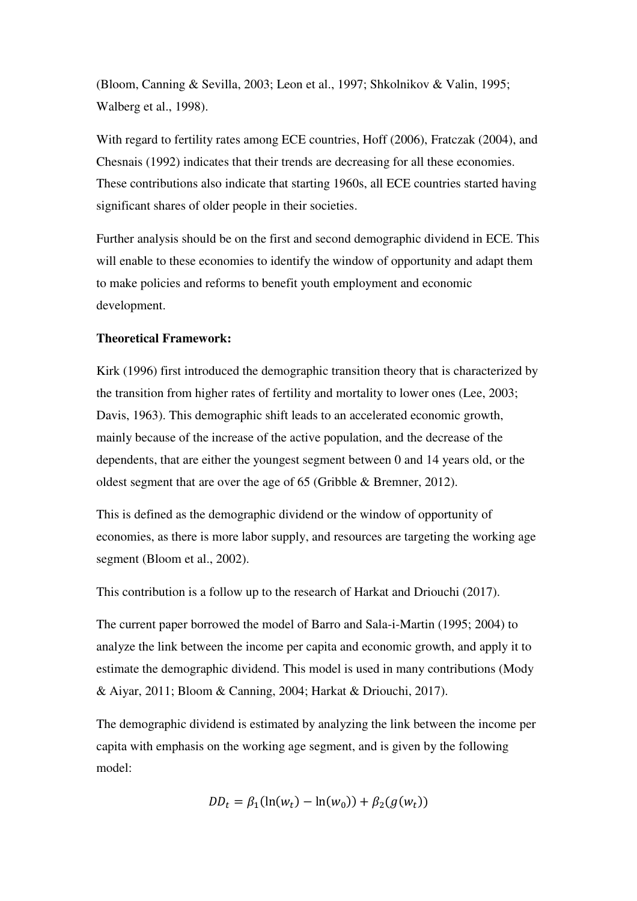(Bloom, Canning & Sevilla, 2003; Leon et al., 1997; Shkolnikov & Valin, 1995; Walberg et al., 1998).

With regard to fertility rates among ECE countries, Hoff (2006), Fratczak (2004), and Chesnais (1992) indicates that their trends are decreasing for all these economies. These contributions also indicate that starting 1960s, all ECE countries started having significant shares of older people in their societies.

Further analysis should be on the first and second demographic dividend in ECE. This will enable to these economies to identify the window of opportunity and adapt them to make policies and reforms to benefit youth employment and economic development.

**Theoretical Framework:**

Kirk (1996) first introduced the demographic transition theory that is characterized by the transition from higher rates of fertility and mortality to lower ones (Lee, 2003; Davis, 1963). This demographic shift leads to an accelerated economic growth, mainly because of the increase of the active population, and the decrease of the dependents, that are either the youngest segment between 0 and 14 years old, or the oldest segment that are over the age of 65 (Gribble & Bremner, 2012).

This is defined as the demographic dividend or the window of opportunity of economies, as there is more labor supply, and resources are targeting the working age segment (Bloom et al., 2002).

This contribution is a follow up to the research of Harkat and Driouchi (2017).

The current paper borrowed the model of Barro and Sala-i-Martin (1995; 2004) to analyze the link between the income per capita and economic growth, and apply it to estimate the demographic dividend. This model is used in many contributions (Mody & Aiyar, 2011; Bloom & Canning, 2004; Harkat & Driouchi, 2017).

The demographic dividend is estimated by analyzing the link between the income per capita with emphasis on the working age segment, and is given by the following model:

$$DD_t = \beta_1(\ln(w_t) - \ln(w_0)) + \beta_2(g(w_t))$$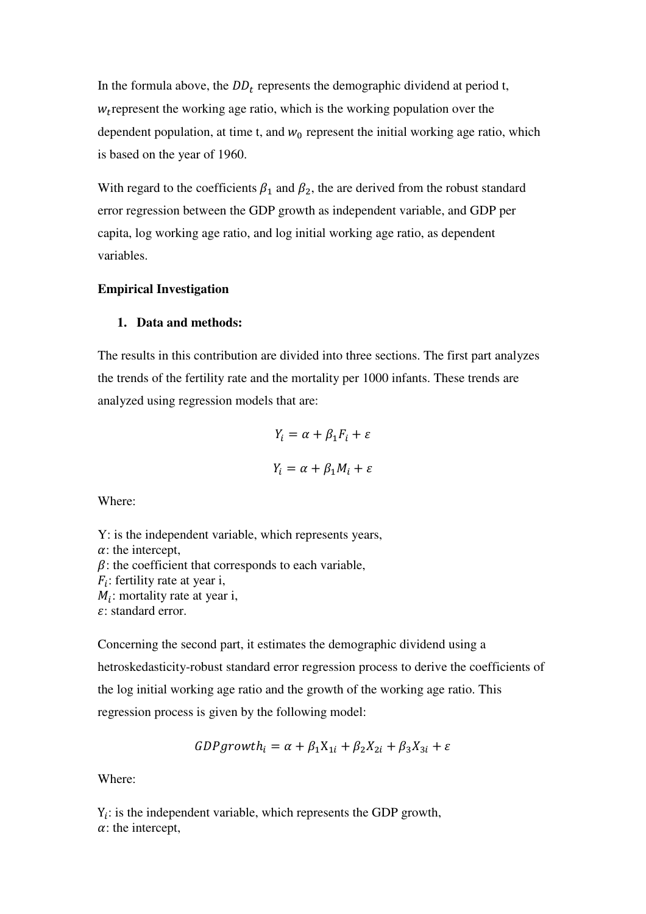In the formula above, the $DD_t$ represents the demographic dividend at period t, $w_t$ represent the working age ratio, which is the working population over the dependent population, at time t, and $w_0$ represent the initial working age ratio, which is based on the year of 1960.

With regard to the coefficients $\beta_1$ and $\beta_2$, the are derived from the robust standard error regression between the GDP growth as independent variable, and GDP per capita, log working age ratio, and log initial working age ratio, as dependent variables.

**Empirical Investigation**

1. **Data and methods:**

The results in this contribution are divided into three sections. The first part analyzes the trends of the fertility rate and the mortality per 1000 infants. These trends are analyzed using regression models that are:

$$Y_i = \alpha + \beta_1 F_i + \varepsilon$$

$$Y_i = \alpha + \beta_1 M_i + \varepsilon$$

Where:

Y: is the independent variable, which represents years,
$\alpha$: the intercept,
$\beta$: the coefficient that corresponds to each variable,
$F_i$: fertility rate at year i,
$M_i$: mortality rate at year i,
$\varepsilon$: standard error.

Concerning the second part, it estimates the demographic dividend using a hetroskedasticity-robust standard error regression process to derive the coefficients of the log initial working age ratio and the growth of the working age ratio. This regression process is given by the following model:

$$GDPgrowth_i = \alpha + \beta_1 X_{1i} + \beta_2 X_{2i} + \beta_3 X_{3i} + \varepsilon$$

Where:

$Y_i$: is the independent variable, which represents the GDP growth,
$\alpha$: the intercept,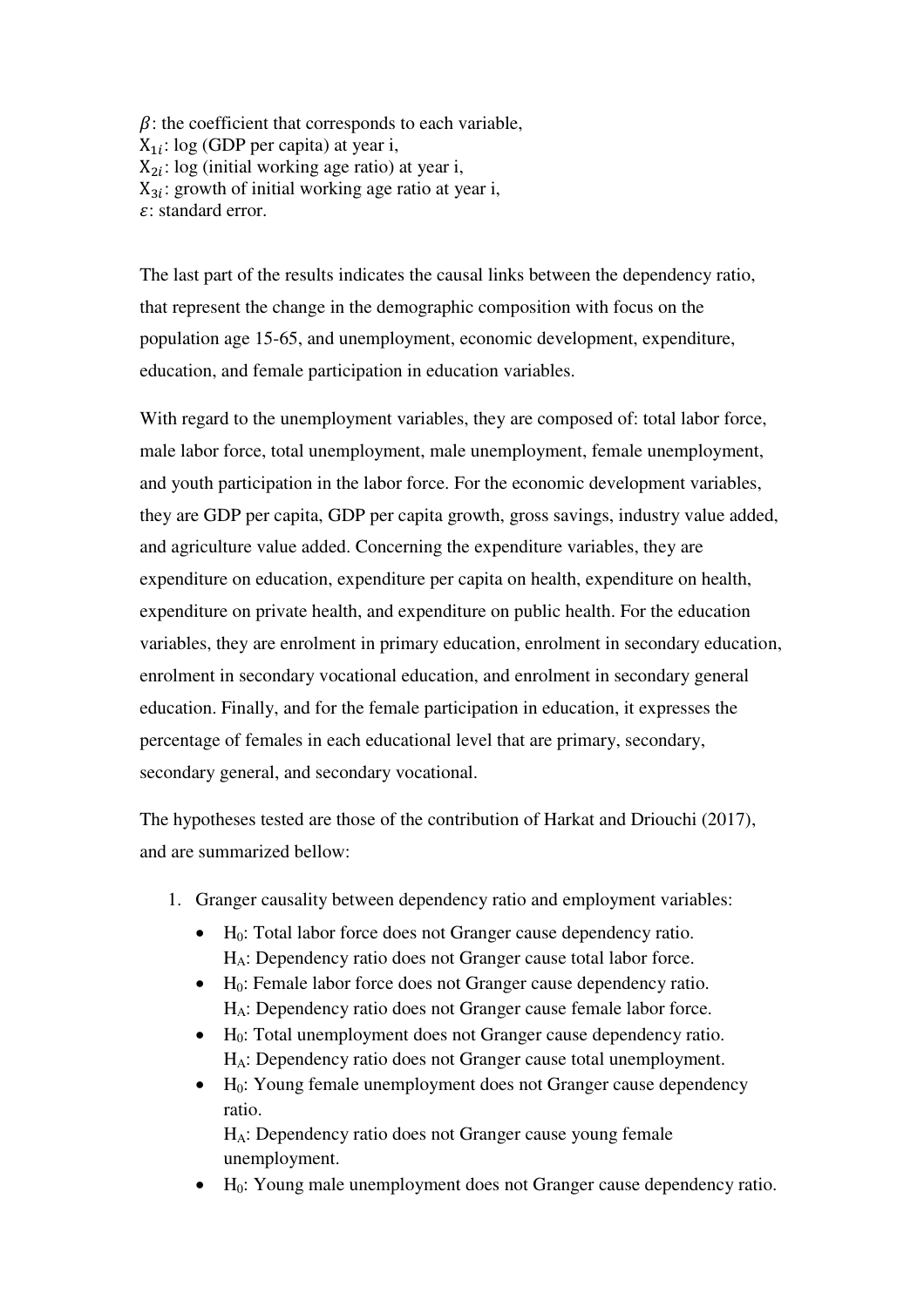$\beta$: the coefficient that corresponds to each variable,
$X_{1i}$: log (GDP per capita) at year i,
$X_{2i}$: log (initial working age ratio) at year i,
$X_{3i}$: growth of initial working age ratio at year i,
$\varepsilon$: standard error.

The last part of the results indicates the causal links between the dependency ratio, that represent the change in the demographic composition with focus on the population age 15-65, and unemployment, economic development, expenditure, education, and female participation in education variables.

With regard to the unemployment variables, they are composed of: total labor force, male labor force, total unemployment, male unemployment, female unemployment, and youth participation in the labor force. For the economic development variables, they are GDP per capita, GDP per capita growth, gross savings, industry value added, and agriculture value added. Concerning the expenditure variables, they are expenditure on education, expenditure per capita on health, expenditure on health, expenditure on private health, and expenditure on public health. For the education variables, they are enrolment in primary education, enrolment in secondary education, enrolment in secondary vocational education, and enrolment in secondary general education. Finally, and for the female participation in education, it expresses the percentage of females in each educational level that are primary, secondary, secondary general, and secondary vocational.

The hypotheses tested are those of the contribution of Harkat and Driouchi (2017), and are summarized bellow:

1. Granger causality between dependency ratio and employment variables:
   - $H_0$: Total labor force does not Granger cause dependency ratio.
     $H_A$: Dependency ratio does not Granger cause total labor force.
   - $H_0$: Female labor force does not Granger cause dependency ratio.
     $H_A$: Dependency ratio does not Granger cause female labor force.
   - $H_0$: Total unemployment does not Granger cause dependency ratio.
     $H_A$: Dependency ratio does not Granger cause total unemployment.
   - $H_0$: Young female unemployment does not Granger cause dependency ratio.
     $H_A$: Dependency ratio does not Granger cause young female unemployment.
   - $H_0$: Young male unemployment does not Granger cause dependency ratio.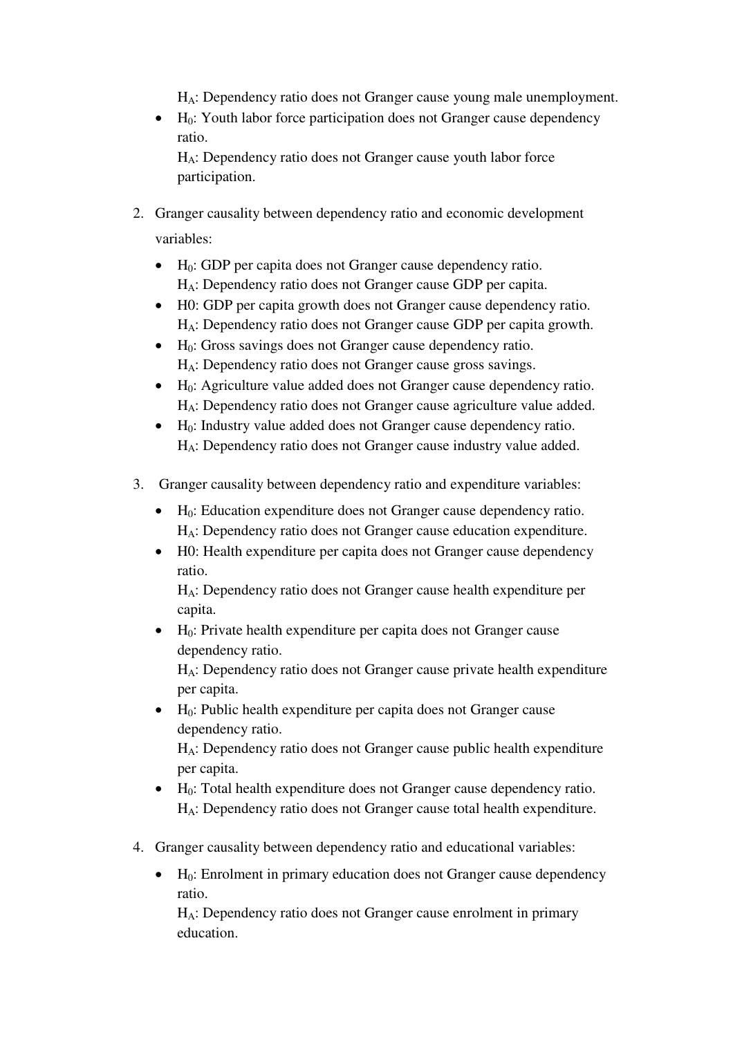$H_A$: Dependency ratio does not Granger cause young male unemployment.

- $H_0$: Youth labor force participation does not Granger cause dependency ratio.
  $H_A$: Dependency ratio does not Granger cause youth labor force participation.

2. Granger causality between dependency ratio and economic development variables:

   - $H_0$: GDP per capita does not Granger cause dependency ratio.
     $H_A$: Dependency ratio does not Granger cause GDP per capita.
   - H0: GDP per capita growth does not Granger cause dependency ratio.
     $H_A$: Dependency ratio does not Granger cause GDP per capita growth.
   - $H_0$: Gross savings does not Granger cause dependency ratio.
     $H_A$: Dependency ratio does not Granger cause gross savings.
   - $H_0$: Agriculture value added does not Granger cause dependency ratio.
     $H_A$: Dependency ratio does not Granger cause agriculture value added.
   - $H_0$: Industry value added does not Granger cause dependency ratio.
     $H_A$: Dependency ratio does not Granger cause industry value added.

3. Granger causality between dependency ratio and expenditure variables:

   - $H_0$: Education expenditure does not Granger cause dependency ratio.
     $H_A$: Dependency ratio does not Granger cause education expenditure.
   - H0: Health expenditure per capita does not Granger cause dependency ratio.
     $H_A$: Dependency ratio does not Granger cause health expenditure per capita.
   - $H_0$: Private health expenditure per capita does not Granger cause dependency ratio.
     $H_A$: Dependency ratio does not Granger cause private health expenditure per capita.
   - $H_0$: Public health expenditure per capita does not Granger cause dependency ratio.
     $H_A$: Dependency ratio does not Granger cause public health expenditure per capita.
   - $H_0$: Total health expenditure does not Granger cause dependency ratio.
     $H_A$: Dependency ratio does not Granger cause total health expenditure.

4. Granger causality between dependency ratio and educational variables:

   - $H_0$: Enrolment in primary education does not Granger cause dependency ratio.
     $H_A$: Dependency ratio does not Granger cause enrolment in primary education.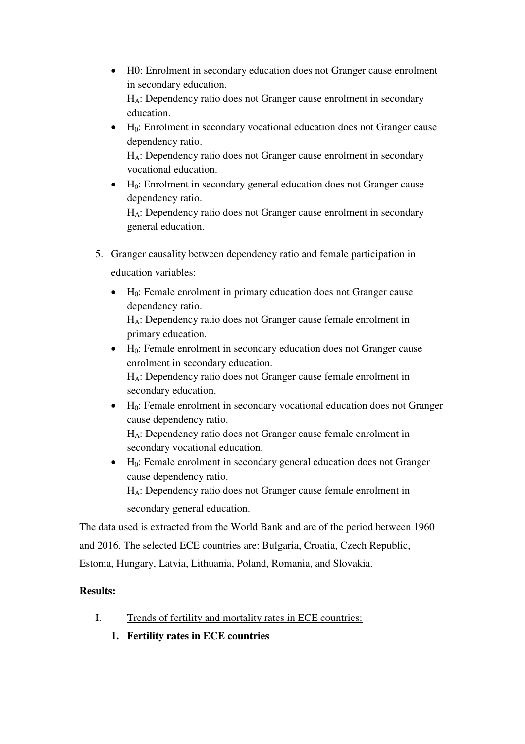- H0: Enrolment in secondary education does not Granger cause enrolment in secondary education.
  $H_A$: Dependency ratio does not Granger cause enrolment in secondary education.
- $H_0$: Enrolment in secondary vocational education does not Granger cause dependency ratio.
  $H_A$: Dependency ratio does not Granger cause enrolment in secondary vocational education.
- $H_0$: Enrolment in secondary general education does not Granger cause dependency ratio.
  $H_A$: Dependency ratio does not Granger cause enrolment in secondary general education.

5. Granger causality between dependency ratio and female participation in education variables:
   - $H_0$: Female enrolment in primary education does not Granger cause dependency ratio.
     $H_A$: Dependency ratio does not Granger cause female enrolment in primary education.
   - $H_0$: Female enrolment in secondary education does not Granger cause enrolment in secondary education.
     $H_A$: Dependency ratio does not Granger cause female enrolment in secondary education.
   - $H_0$: Female enrolment in secondary vocational education does not Granger cause dependency ratio.
     $H_A$: Dependency ratio does not Granger cause female enrolment in secondary vocational education.
   - $H_0$: Female enrolment in secondary general education does not Granger cause dependency ratio.
     $H_A$: Dependency ratio does not Granger cause female enrolment in secondary general education.

The data used is extracted from the World Bank and are of the period between 1960 and 2016. The selected ECE countries are: Bulgaria, Croatia, Czech Republic, Estonia, Hungary, Latvia, Lithuania, Poland, Romania, and Slovakia.

**Results:**

I. <u>Trends of fertility and mortality rates in ECE countries:</u>

**1. Fertility rates in ECE countries**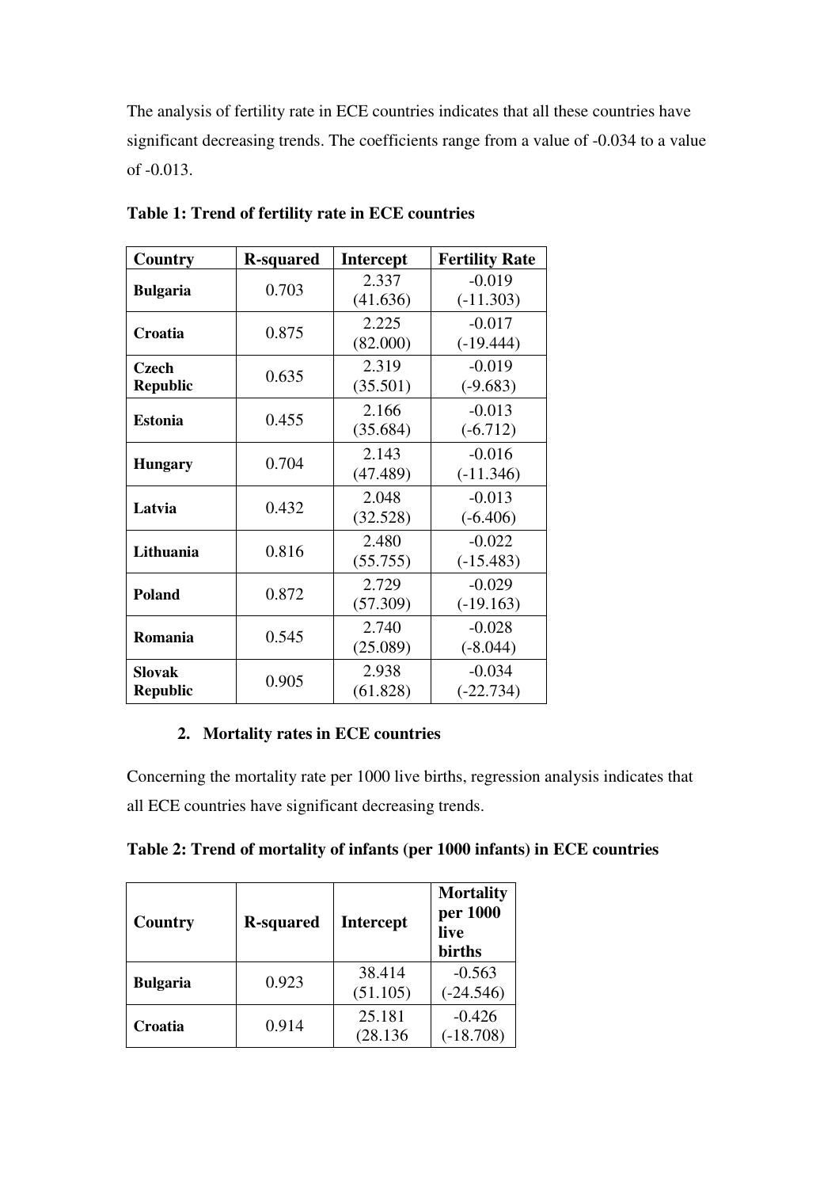The analysis of fertility rate in ECE countries indicates that all these countries have significant decreasing trends. The coefficients range from a value of -0.034 to a value of -0.013.

**Table 1: Trend of fertility rate in ECE countries**

| Country | R-squared | Intercept | Fertility Rate |
|---|---|---|---|
| **Bulgaria** | 0.703 | 2.337 (41.636) | -0.019 (-11.303) |
| **Croatia** | 0.875 | 2.225 (82.000) | -0.017 (-19.444) |
| **Czech Republic** | 0.635 | 2.319 (35.501) | -0.019 (-9.683) |
| **Estonia** | 0.455 | 2.166 (35.684) | -0.013 (-6.712) |
| **Hungary** | 0.704 | 2.143 (47.489) | -0.016 (-11.346) |
| **Latvia** | 0.432 | 2.048 (32.528) | -0.013 (-6.406) |
| **Lithuania** | 0.816 | 2.480 (55.755) | -0.022 (-15.483) |
| **Poland** | 0.872 | 2.729 (57.309) | -0.029 (-19.163) |
| **Romania** | 0.545 | 2.740 (25.089) | -0.028 (-8.044) |
| **Slovak Republic** | 0.905 | 2.938 (61.828) | -0.034 (-22.734) |

## 2. Mortality rates in ECE countries

Concerning the mortality rate per 1000 live births, regression analysis indicates that all ECE countries have significant decreasing trends.

**Table 2: Trend of mortality of infants (per 1000 infants) in ECE countries**

| Country | R-squared | Intercept | Mortality per 1000 live births |
|---|---|---|---|
| **Bulgaria** | 0.923 | 38.414 (51.105) | -0.563 (-24.546) |
| **Croatia** | 0.914 | 25.181 (28.136 | -0.426 (-18.708) |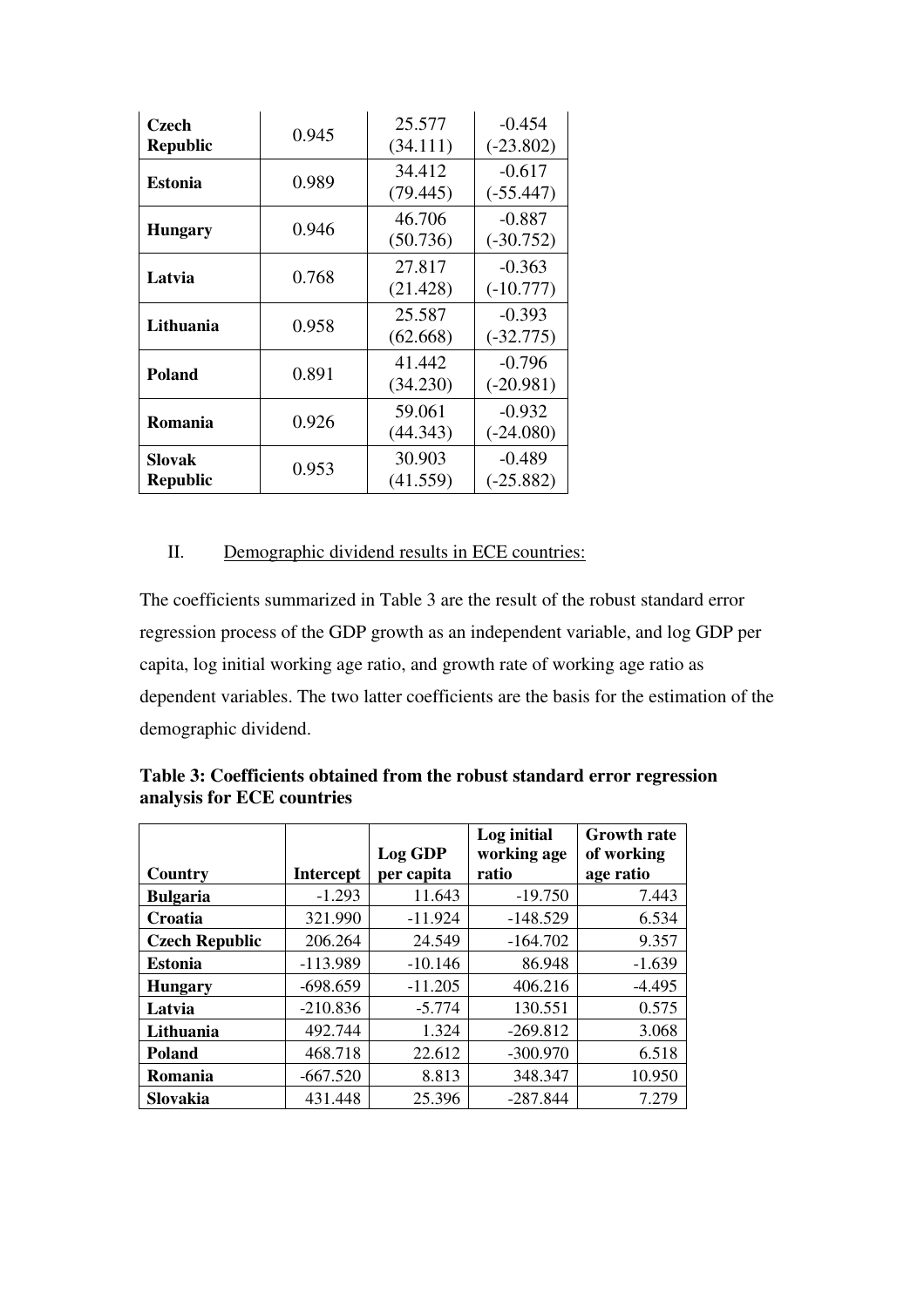| | | | |
|---|---|---|---|
| **Czech Republic** | 0.945 | 25.577 (34.111) | -0.454 (-23.802) |
| **Estonia** | 0.989 | 34.412 (79.445) | -0.617 (-55.447) |
| **Hungary** | 0.946 | 46.706 (50.736) | -0.887 (-30.752) |
| **Latvia** | 0.768 | 27.817 (21.428) | -0.363 (-10.777) |
| **Lithuania** | 0.958 | 25.587 (62.668) | -0.393 (-32.775) |
| **Poland** | 0.891 | 41.442 (34.230) | -0.796 (-20.981) |
| **Romania** | 0.926 | 59.061 (44.343) | -0.932 (-24.080) |
| **Slovak Republic** | 0.953 | 30.903 (41.559) | -0.489 (-25.882) |

II. Demographic dividend results in ECE countries:

The coefficients summarized in Table 3 are the result of the robust standard error regression process of the GDP growth as an independent variable, and log GDP per capita, log initial working age ratio, and growth rate of working age ratio as dependent variables. The two latter coefficients are the basis for the estimation of the demographic dividend.

**Table 3: Coefficients obtained from the robust standard error regression analysis for ECE countries**

| Country | Intercept | Log GDP per capita | Log initial working age ratio | Growth rate of working age ratio |
|---|---|---|---|---|
| **Bulgaria** | -1.293 | 11.643 | -19.750 | 7.443 |
| **Croatia** | 321.990 | -11.924 | -148.529 | 6.534 |
| **Czech Republic** | 206.264 | 24.549 | -164.702 | 9.357 |
| **Estonia** | -113.989 | -10.146 | 86.948 | -1.639 |
| **Hungary** | -698.659 | -11.205 | 406.216 | -4.495 |
| **Latvia** | -210.836 | -5.774 | 130.551 | 0.575 |
| **Lithuania** | 492.744 | 1.324 | -269.812 | 3.068 |
| **Poland** | 468.718 | 22.612 | -300.970 | 6.518 |
| **Romania** | -667.520 | 8.813 | 348.347 | 10.950 |
| **Slovakia** | 431.448 | 25.396 | -287.844 | 7.279 |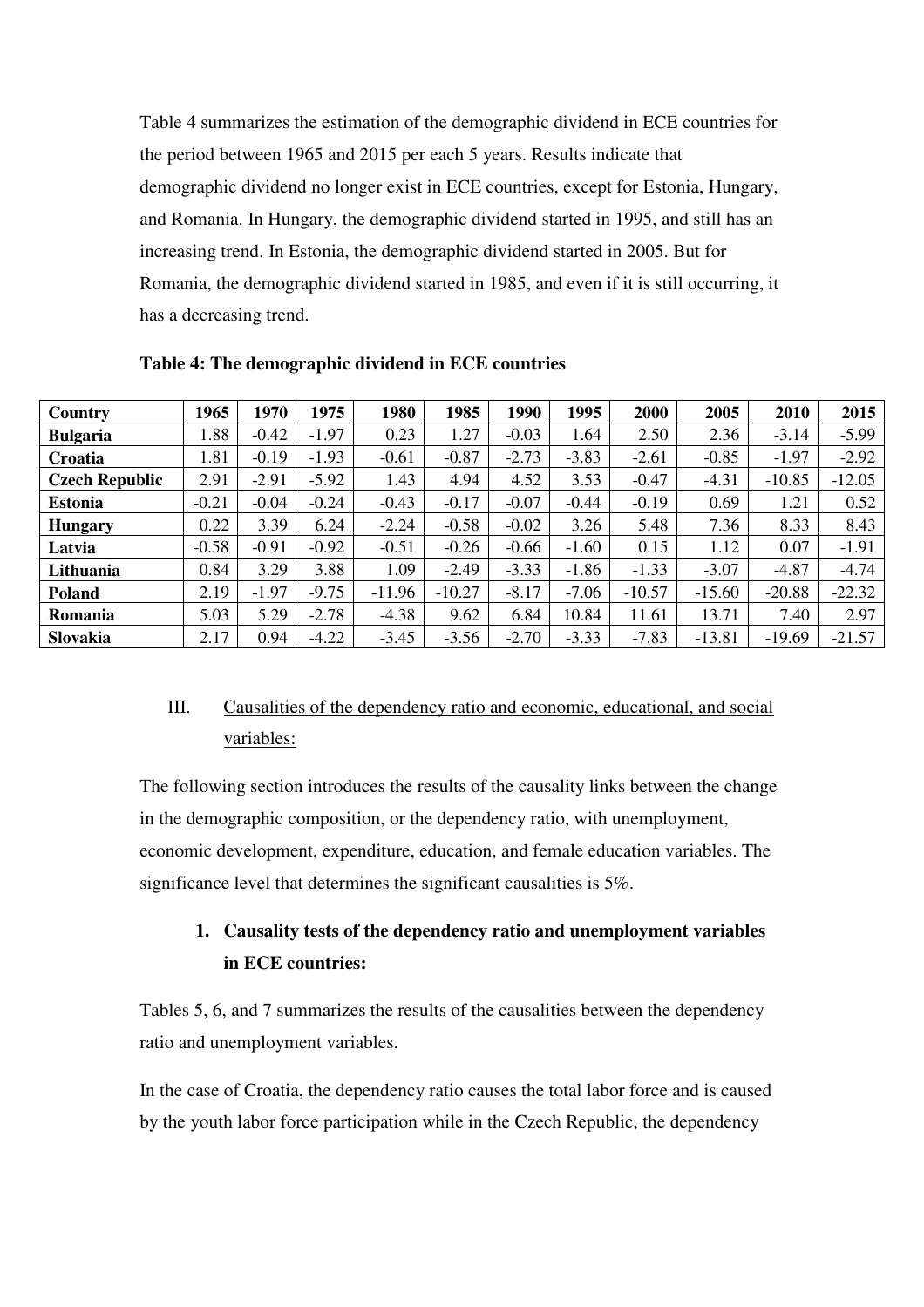Table 4 summarizes the estimation of the demographic dividend in ECE countries for the period between 1965 and 2015 per each 5 years. Results indicate that demographic dividend no longer exist in ECE countries, except for Estonia, Hungary, and Romania. In Hungary, the demographic dividend started in 1995, and still has an increasing trend. In Estonia, the demographic dividend started in 2005. But for Romania, the demographic dividend started in 1985, and even if it is still occurring, it has a decreasing trend.

**Table 4: The demographic dividend in ECE countries**

| Country | 1965 | 1970 | 1975 | 1980 | 1985 | 1990 | 1995 | 2000 | 2005 | 2010 | 2015 |
|---|---|---|---|---|---|---|---|---|---|---|---|
| **Bulgaria** | 1.88 | -0.42 | -1.97 | 0.23 | 1.27 | -0.03 | 1.64 | 2.50 | 2.36 | -3.14 | -5.99 |
| **Croatia** | 1.81 | -0.19 | -1.93 | -0.61 | -0.87 | -2.73 | -3.83 | -2.61 | -0.85 | -1.97 | -2.92 |
| **Czech Republic** | 2.91 | -2.91 | -5.92 | 1.43 | 4.94 | 4.52 | 3.53 | -0.47 | -4.31 | -10.85 | -12.05 |
| **Estonia** | -0.21 | -0.04 | -0.24 | -0.43 | -0.17 | -0.07 | -0.44 | -0.19 | 0.69 | 1.21 | 0.52 |
| **Hungary** | 0.22 | 3.39 | 6.24 | -2.24 | -0.58 | -0.02 | 3.26 | 5.48 | 7.36 | 8.33 | 8.43 |
| **Latvia** | -0.58 | -0.91 | -0.92 | -0.51 | -0.26 | -0.66 | -1.60 | 0.15 | 1.12 | 0.07 | -1.91 |
| **Lithuania** | 0.84 | 3.29 | 3.88 | 1.09 | -2.49 | -3.33 | -1.86 | -1.33 | -3.07 | -4.87 | -4.74 |
| **Poland** | 2.19 | -1.97 | -9.75 | -11.96 | -10.27 | -8.17 | -7.06 | -10.57 | -15.60 | -20.88 | -22.32 |
| **Romania** | 5.03 | 5.29 | -2.78 | -4.38 | 9.62 | 6.84 | 10.84 | 11.61 | 13.71 | 7.40 | 2.97 |
| **Slovakia** | 2.17 | 0.94 | -4.22 | -3.45 | -3.56 | -2.70 | -3.33 | -7.83 | -13.81 | -19.69 | -21.57 |

## III. Causalities of the dependency ratio and economic, educational, and social variables:

The following section introduces the results of the causality links between the change in the demographic composition, or the dependency ratio, with unemployment, economic development, expenditure, education, and female education variables. The significance level that determines the significant causalities is 5%.

### 1. Causality tests of the dependency ratio and unemployment variables in ECE countries:

Tables 5, 6, and 7 summarizes the results of the causalities between the dependency ratio and unemployment variables.

In the case of Croatia, the dependency ratio causes the total labor force and is caused by the youth labor force participation while in the Czech Republic, the dependency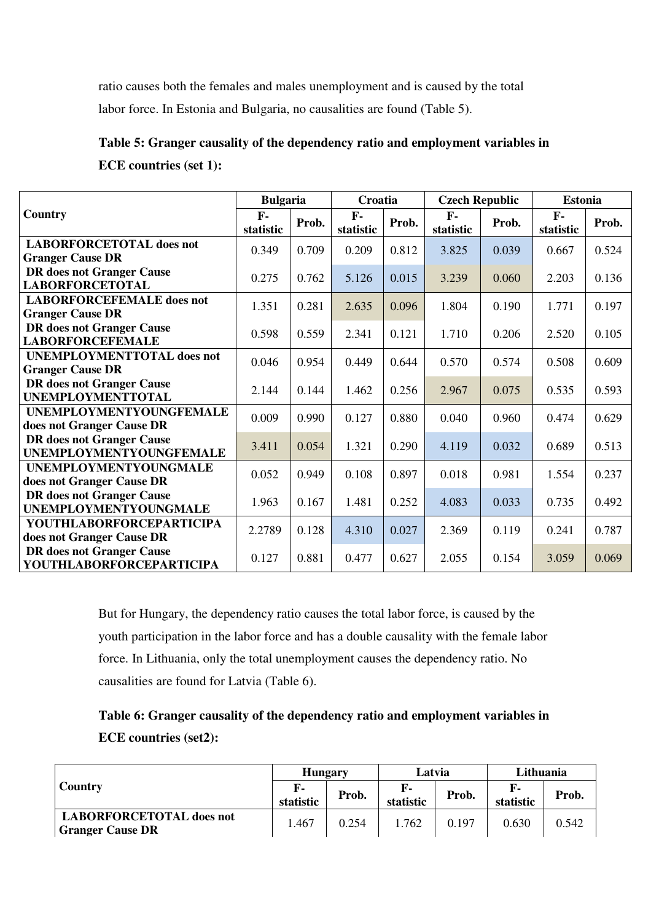ratio causes both the females and males unemployment and is caused by the total labor force. In Estonia and Bulgaria, no causalities are found (Table 5).

**Table 5: Granger causality of the dependency ratio and employment variables in ECE countries (set 1):**

| Country | Bulgaria | | Croatia | | Czech Republic | | Estonia | |
|---|---|---|---|---|---|---|---|---|
| | F-statistic | Prob. | F-statistic | Prob. | F-statistic | Prob. | F-statistic | Prob. |
| **LABORFORCETOTAL does not Granger Cause DR** | 0.349 | 0.709 | 0.209 | 0.812 | 3.825 | 0.039 | 0.667 | 0.524 |
| **DR does not Granger Cause LABORFORCETOTAL** | 0.275 | 0.762 | 5.126 | 0.015 | 3.239 | 0.060 | 2.203 | 0.136 |
| **LABORFORCEFEMALE does not Granger Cause DR** | 1.351 | 0.281 | 2.635 | 0.096 | 1.804 | 0.190 | 1.771 | 0.197 |
| **DR does not Granger Cause LABORFORCEFEMALE** | 0.598 | 0.559 | 2.341 | 0.121 | 1.710 | 0.206 | 2.520 | 0.105 |
| **UNEMPLOYMENTTOTAL does not Granger Cause DR** | 0.046 | 0.954 | 0.449 | 0.644 | 0.570 | 0.574 | 0.508 | 0.609 |
| **DR does not Granger Cause UNEMPLOYMENTTOTAL** | 2.144 | 0.144 | 1.462 | 0.256 | 2.967 | 0.075 | 0.535 | 0.593 |
| **UNEMPLOYMENTYOUNGFEMALE does not Granger Cause DR** | 0.009 | 0.990 | 0.127 | 0.880 | 0.040 | 0.960 | 0.474 | 0.629 |
| **DR does not Granger Cause UNEMPLOYMENTYOUNGFEMALE** | 3.411 | 0.054 | 1.321 | 0.290 | 4.119 | 0.032 | 0.689 | 0.513 |
| **UNEMPLOYMENTYOUNGMALE does not Granger Cause DR** | 0.052 | 0.949 | 0.108 | 0.897 | 0.018 | 0.981 | 1.554 | 0.237 |
| **DR does not Granger Cause UNEMPLOYMENTYOUNGMALE** | 1.963 | 0.167 | 1.481 | 0.252 | 4.083 | 0.033 | 0.735 | 0.492 |
| **YOUTHLABORFORCEPARTICIPA does not Granger Cause DR** | 2.2789 | 0.128 | 4.310 | 0.027 | 2.369 | 0.119 | 0.241 | 0.787 |
| **DR does not Granger Cause YOUTHLABORFORCEPARTICIPA** | 0.127 | 0.881 | 0.477 | 0.627 | 2.055 | 0.154 | 3.059 | 0.069 |

But for Hungary, the dependency ratio causes the total labor force, is caused by the youth participation in the labor force and has a double causality with the female labor force. In Lithuania, only the total unemployment causes the dependency ratio. No causalities are found for Latvia (Table 6).

**Table 6: Granger causality of the dependency ratio and employment variables in ECE countries (set2):**

| Country | Hungary | | Latvia | | Lithuania | |
|---|---|---|---|---|---|---|
| | F-statistic | Prob. | F-statistic | Prob. | F-statistic | Prob. |
| **LABORFORCETOTAL does not Granger Cause DR** | 1.467 | 0.254 | 1.762 | 0.197 | 0.630 | 0.542 |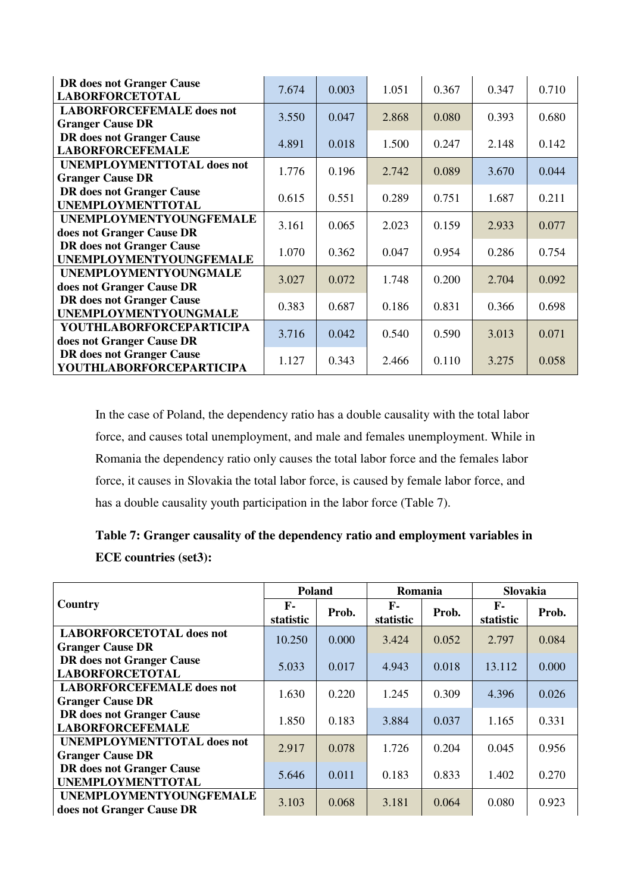| | | | | | | |
|---|---|---|---|---|---|---|
| **DR does not Granger Cause LABORFORCETOTAL** | 7.674 | 0.003 | 1.051 | 0.367 | 0.347 | 0.710 |
| **LABORFORCEFEMALE does not Granger Cause DR** | 3.550 | 0.047 | 2.868 | 0.080 | 0.393 | 0.680 |
| **DR does not Granger Cause LABORFORCEFEMALE** | 4.891 | 0.018 | 1.500 | 0.247 | 2.148 | 0.142 |
| **UNEMPLOYMENTTOTAL does not Granger Cause DR** | 1.776 | 0.196 | 2.742 | 0.089 | 3.670 | 0.044 |
| **DR does not Granger Cause UNEMPLOYMENTTOTAL** | 0.615 | 0.551 | 0.289 | 0.751 | 1.687 | 0.211 |
| **UNEMPLOYMENTYOUNGFEMALE does not Granger Cause DR** | 3.161 | 0.065 | 2.023 | 0.159 | 2.933 | 0.077 |
| **DR does not Granger Cause UNEMPLOYMENTYOUNGFEMALE** | 1.070 | 0.362 | 0.047 | 0.954 | 0.286 | 0.754 |
| **UNEMPLOYMENTYOUNGMALE does not Granger Cause DR** | 3.027 | 0.072 | 1.748 | 0.200 | 2.704 | 0.092 |
| **DR does not Granger Cause UNEMPLOYMENTYOUNGMALE** | 0.383 | 0.687 | 0.186 | 0.831 | 0.366 | 0.698 |
| **YOUTHLABORFORCEPARTICIPA does not Granger Cause DR** | 3.716 | 0.042 | 0.540 | 0.590 | 3.013 | 0.071 |
| **DR does not Granger Cause YOUTHLABORFORCEPARTICIPA** | 1.127 | 0.343 | 2.466 | 0.110 | 3.275 | 0.058 |

In the case of Poland, the dependency ratio has a double causality with the total labor force, and causes total unemployment, and male and females unemployment. While in Romania the dependency ratio only causes the total labor force and the females labor force, it causes in Slovakia the total labor force, is caused by female labor force, and has a double causality youth participation in the labor force (Table 7).

**Table 7: Granger causality of the dependency ratio and employment variables in ECE countries (set3):**

| Country | Poland | | Romania | | Slovakia | |
|---|---|---|---|---|---|---|
| | F-statistic | Prob. | F-statistic | Prob. | F-statistic | Prob. |
| **LABORFORCETOTAL does not Granger Cause DR** | 10.250 | 0.000 | 3.424 | 0.052 | 2.797 | 0.084 |
| **DR does not Granger Cause LABORFORCETOTAL** | 5.033 | 0.017 | 4.943 | 0.018 | 13.112 | 0.000 |
| **LABORFORCEFEMALE does not Granger Cause DR** | 1.630 | 0.220 | 1.245 | 0.309 | 4.396 | 0.026 |
| **DR does not Granger Cause LABORFORCEFEMALE** | 1.850 | 0.183 | 3.884 | 0.037 | 1.165 | 0.331 |
| **UNEMPLOYMENTTOTAL does not Granger Cause DR** | 2.917 | 0.078 | 1.726 | 0.204 | 0.045 | 0.956 |
| **DR does not Granger Cause UNEMPLOYMENTTOTAL** | 5.646 | 0.011 | 0.183 | 0.833 | 1.402 | 0.270 |
| **UNEMPLOYMENTYOUNGFEMALE does not Granger Cause DR** | 3.103 | 0.068 | 3.181 | 0.064 | 0.080 | 0.923 |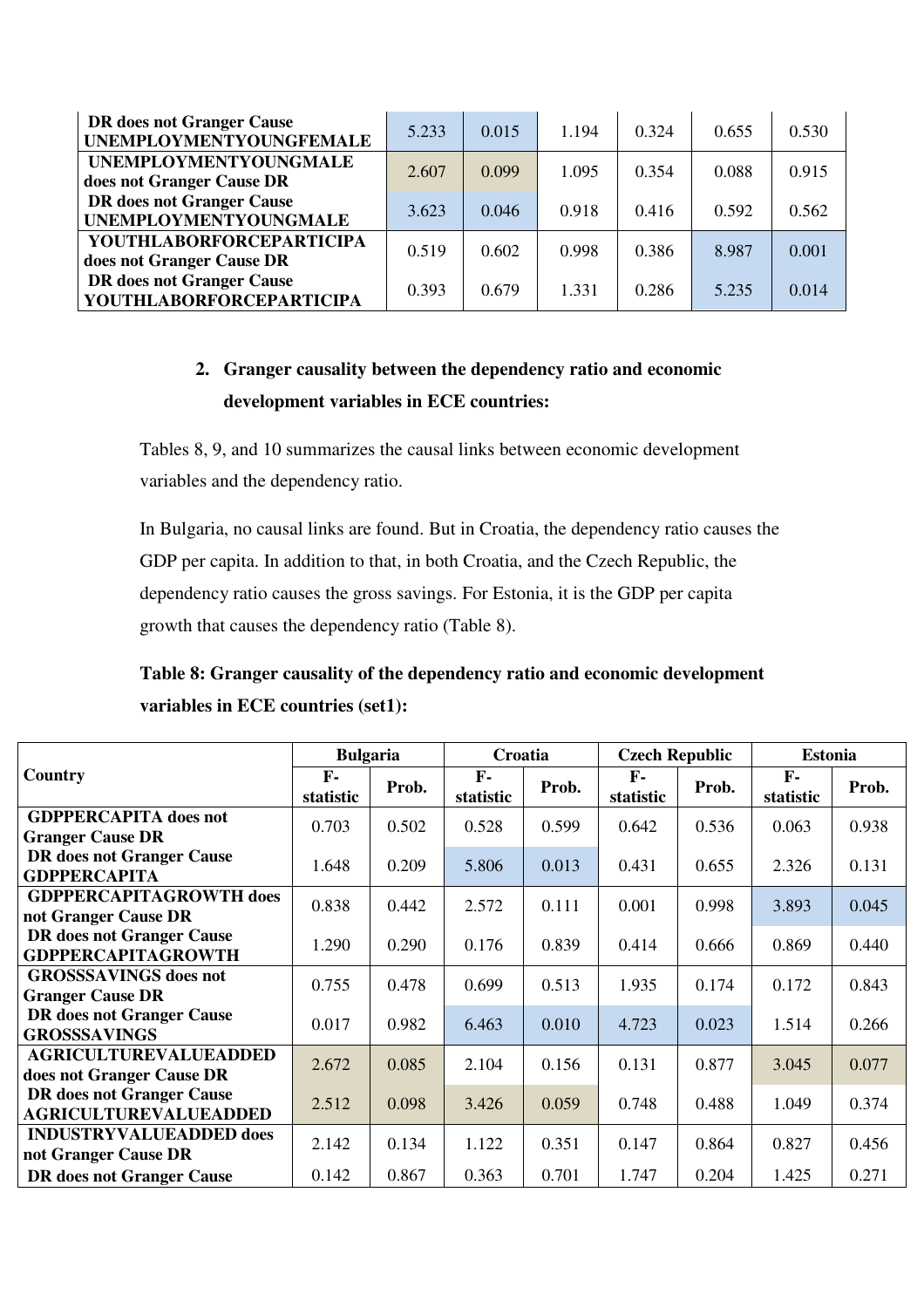| | | | | | | |
|---|---|---|---|---|---|---|
| **DR does not Granger Cause UNEMPLOYMENTYOUNGFEMALE** | 5.233 | 0.015 | 1.194 | 0.324 | 0.655 | 0.530 |
| **UNEMPLOYMENTYOUNGMALE does not Granger Cause DR** | 2.607 | 0.099 | 1.095 | 0.354 | 0.088 | 0.915 |
| **DR does not Granger Cause UNEMPLOYMENTYOUNGMALE** | 3.623 | 0.046 | 0.918 | 0.416 | 0.592 | 0.562 |
| **YOUTHLABORFORCEPARTICIPA does not Granger Cause DR** | 0.519 | 0.602 | 0.998 | 0.386 | 8.987 | 0.001 |
| **DR does not Granger Cause YOUTHLABORFORCEPARTICIPA** | 0.393 | 0.679 | 1.331 | 0.286 | 5.235 | 0.014 |

2. **Granger causality between the dependency ratio and economic development variables in ECE countries:**

Tables 8, 9, and 10 summarizes the causal links between economic development variables and the dependency ratio.

In Bulgaria, no causal links are found. But in Croatia, the dependency ratio causes the GDP per capita. In addition to that, in both Croatia, and the Czech Republic, the dependency ratio causes the gross savings. For Estonia, it is the GDP per capita growth that causes the dependency ratio (Table 8).

**Table 8: Granger causality of the dependency ratio and economic development variables in ECE countries (set1):**

| Country | Bulgaria | | Croatia | | Czech Republic | | Estonia | |
|---|---|---|---|---|---|---|---|---|
| | F-statistic | Prob. | F-statistic | Prob. | F-statistic | Prob. | F-statistic | Prob. |
| **GDPPERCAPITA does not Granger Cause DR** | 0.703 | 0.502 | 0.528 | 0.599 | 0.642 | 0.536 | 0.063 | 0.938 |
| **DR does not Granger Cause GDPPERCAPITA** | 1.648 | 0.209 | 5.806 | 0.013 | 0.431 | 0.655 | 2.326 | 0.131 |
| **GDPPERCAPITAGROWTH does not Granger Cause DR** | 0.838 | 0.442 | 2.572 | 0.111 | 0.001 | 0.998 | 3.893 | 0.045 |
| **DR does not Granger Cause GDPPERCAPITAGROWTH** | 1.290 | 0.290 | 0.176 | 0.839 | 0.414 | 0.666 | 0.869 | 0.440 |
| **GROSSSAVINGS does not Granger Cause DR** | 0.755 | 0.478 | 0.699 | 0.513 | 1.935 | 0.174 | 0.172 | 0.843 |
| **DR does not Granger Cause GROSSSAVINGS** | 0.017 | 0.982 | 6.463 | 0.010 | 4.723 | 0.023 | 1.514 | 0.266 |
| **AGRICULTUREVALUEADDED does not Granger Cause DR** | 2.672 | 0.085 | 2.104 | 0.156 | 0.131 | 0.877 | 3.045 | 0.077 |
| **DR does not Granger Cause AGRICULTUREVALUEADDED** | 2.512 | 0.098 | 3.426 | 0.059 | 0.748 | 0.488 | 1.049 | 0.374 |
| **INDUSTRYVALUEADDED does not Granger Cause DR** | 2.142 | 0.134 | 1.122 | 0.351 | 0.147 | 0.864 | 0.827 | 0.456 |
| **DR does not Granger Cause** | 0.142 | 0.867 | 0.363 | 0.701 | 1.747 | 0.204 | 1.425 | 0.271 |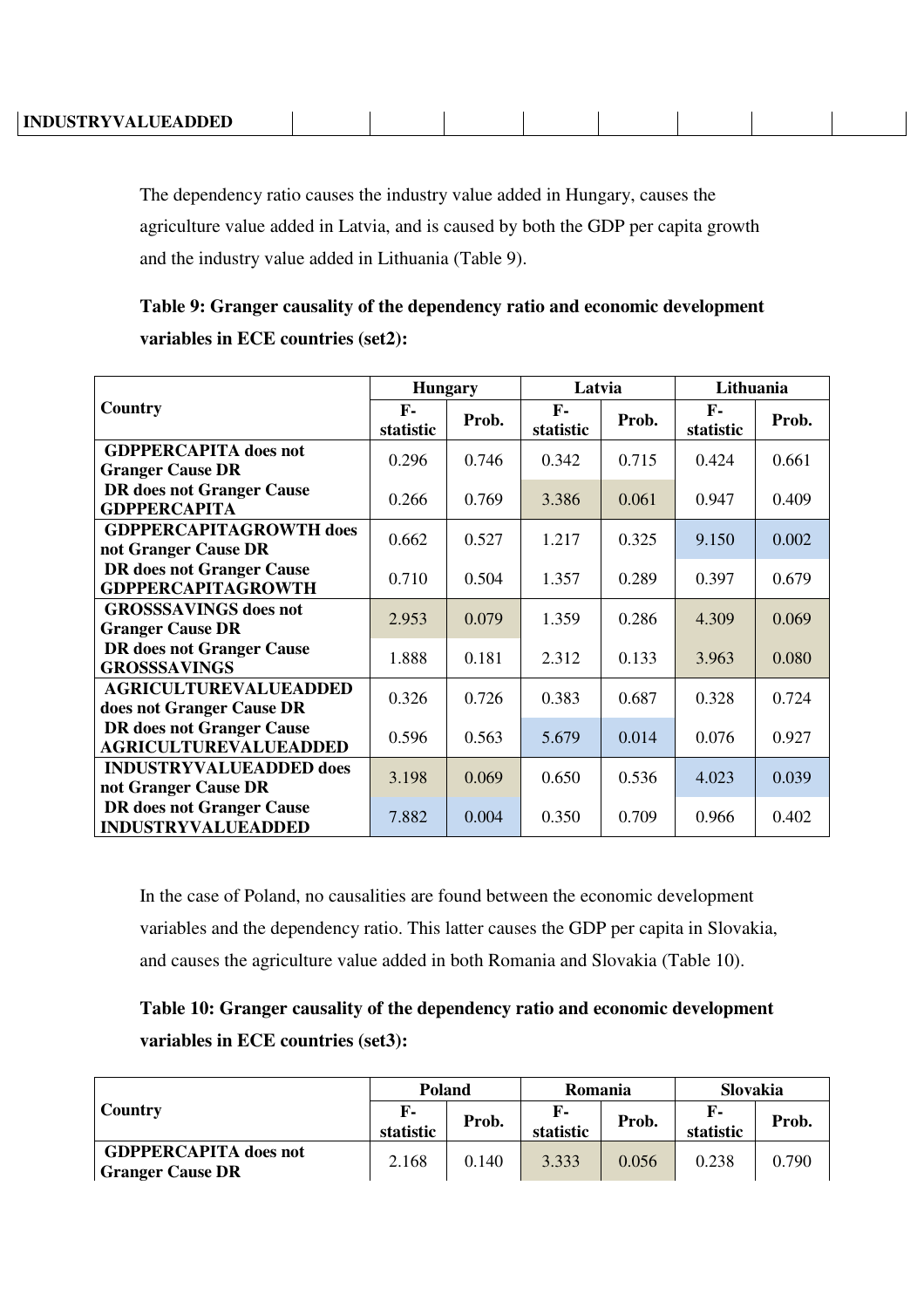| INDUSTRYVALUEADDED | | | | | | |
|---|---|---|---|---|---|---|

The dependency ratio causes the industry value added in Hungary, causes the agriculture value added in Latvia, and is caused by both the GDP per capita growth and the industry value added in Lithuania (Table 9).

**Table 9: Granger causality of the dependency ratio and economic development variables in ECE countries (set2):**

| Country | Hungary | | Latvia | | Lithuania | |
|---|---|---|---|---|---|---|
| | F-statistic | Prob. | F-statistic | Prob. | F-statistic | Prob. |
| **GDPPERCAPITA does not Granger Cause DR** | 0.296 | 0.746 | 0.342 | 0.715 | 0.424 | 0.661 |
| **DR does not Granger Cause GDPPERCAPITA** | 0.266 | 0.769 | 3.386 | 0.061 | 0.947 | 0.409 |
| **GDPPERCAPITAGROWTH does not Granger Cause DR** | 0.662 | 0.527 | 1.217 | 0.325 | 9.150 | 0.002 |
| **DR does not Granger Cause GDPPERCAPITAGROWTH** | 0.710 | 0.504 | 1.357 | 0.289 | 0.397 | 0.679 |
| **GROSSSAVINGS does not Granger Cause DR** | 2.953 | 0.079 | 1.359 | 0.286 | 4.309 | 0.069 |
| **DR does not Granger Cause GROSSSAVINGS** | 1.888 | 0.181 | 2.312 | 0.133 | 3.963 | 0.080 |
| **AGRICULTUREVALUEADDED does not Granger Cause DR** | 0.326 | 0.726 | 0.383 | 0.687 | 0.328 | 0.724 |
| **DR does not Granger Cause AGRICULTUREVALUEADDED** | 0.596 | 0.563 | 5.679 | 0.014 | 0.076 | 0.927 |
| **INDUSTRYVALUEADDED does not Granger Cause DR** | 3.198 | 0.069 | 0.650 | 0.536 | 4.023 | 0.039 |
| **DR does not Granger Cause INDUSTRYVALUEADDED** | 7.882 | 0.004 | 0.350 | 0.709 | 0.966 | 0.402 |

In the case of Poland, no causalities are found between the economic development variables and the dependency ratio. This latter causes the GDP per capita in Slovakia, and causes the agriculture value added in both Romania and Slovakia (Table 10).

**Table 10: Granger causality of the dependency ratio and economic development variables in ECE countries (set3):**

| Country | Poland | | Romania | | Slovakia | |
|---|---|---|---|---|---|---|
| | F-statistic | Prob. | F-statistic | Prob. | F-statistic | Prob. |
| **GDPPERCAPITA does not Granger Cause DR** | 2.168 | 0.140 | 3.333 | 0.056 | 0.238 | 0.790 |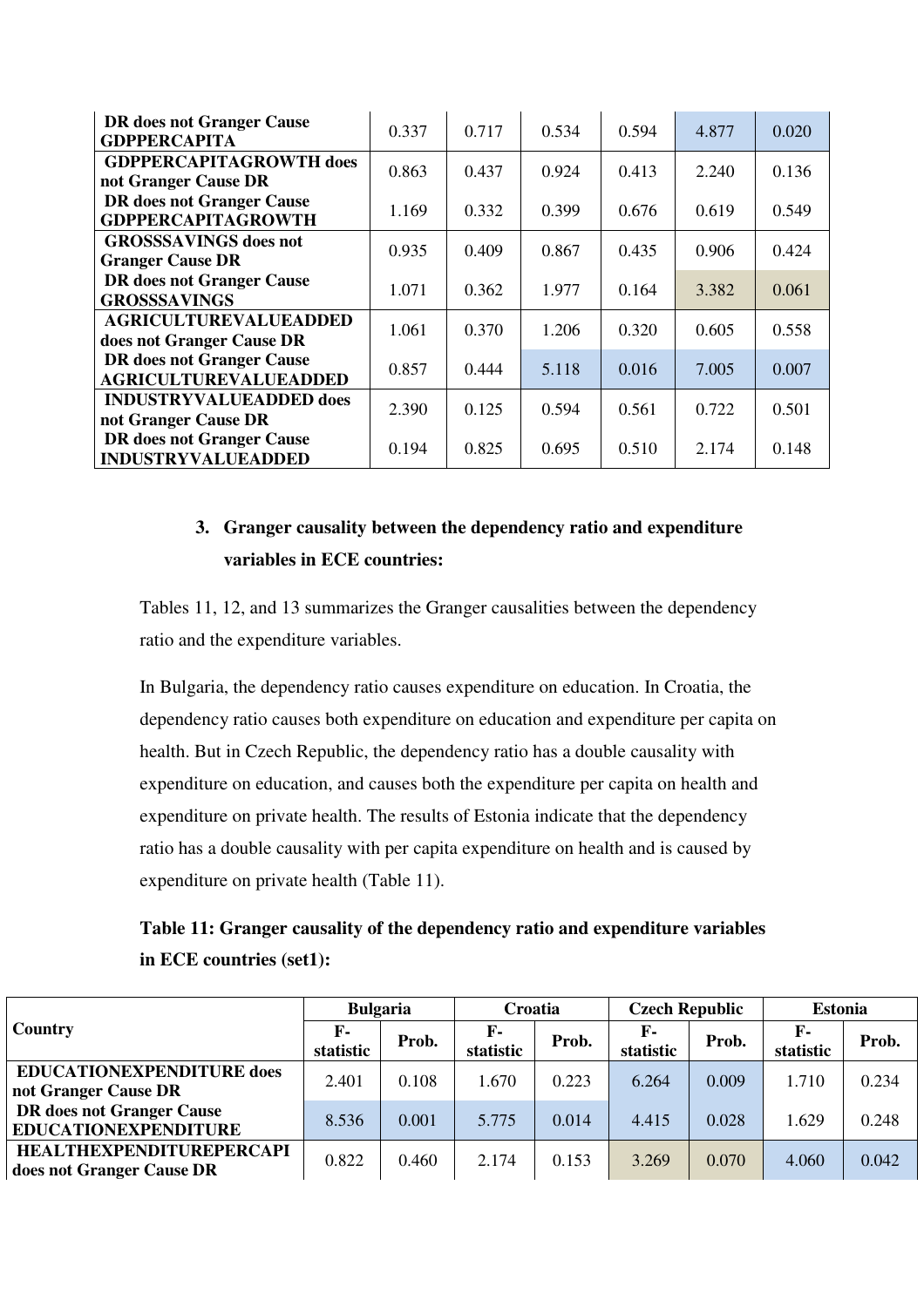| | | | | | | |
|---|---|---|---|---|---|---|
| **DR does not Granger Cause GDPPERCAPITA** | 0.337 | 0.717 | 0.534 | 0.594 | 4.877 | 0.020 |
| **GDPPERCAPITAGROWTH does not Granger Cause DR** | 0.863 | 0.437 | 0.924 | 0.413 | 2.240 | 0.136 |
| **DR does not Granger Cause GDPPERCAPITAGROWTH** | 1.169 | 0.332 | 0.399 | 0.676 | 0.619 | 0.549 |
| **GROSSSAVINGS does not Granger Cause DR** | 0.935 | 0.409 | 0.867 | 0.435 | 0.906 | 0.424 |
| **DR does not Granger Cause GROSSSAVINGS** | 1.071 | 0.362 | 1.977 | 0.164 | 3.382 | 0.061 |
| **AGRICULTUREVALUEADDED does not Granger Cause DR** | 1.061 | 0.370 | 1.206 | 0.320 | 0.605 | 0.558 |
| **DR does not Granger Cause AGRICULTUREVALUEADDED** | 0.857 | 0.444 | 5.118 | 0.016 | 7.005 | 0.007 |
| **INDUSTRYVALUEADDED does not Granger Cause DR** | 2.390 | 0.125 | 0.594 | 0.561 | 0.722 | 0.501 |
| **DR does not Granger Cause INDUSTRYVALUEADDED** | 0.194 | 0.825 | 0.695 | 0.510 | 2.174 | 0.148 |

### 3. Granger causality between the dependency ratio and expenditure variables in ECE countries:

Tables 11, 12, and 13 summarizes the Granger causalities between the dependency ratio and the expenditure variables.

In Bulgaria, the dependency ratio causes expenditure on education. In Croatia, the dependency ratio causes both expenditure on education and expenditure per capita on health. But in Czech Republic, the dependency ratio has a double causality with expenditure on education, and causes both the expenditure per capita on health and expenditure on private health. The results of Estonia indicate that the dependency ratio has a double causality with per capita expenditure on health and is caused by expenditure on private health (Table 11).

**Table 11: Granger causality of the dependency ratio and expenditure variables in ECE countries (set1):**

| Country | Bulgaria | | Croatia | | Czech Republic | | Estonia | |
|---|---|---|---|---|---|---|---|---|
| | F-statistic | Prob. | F-statistic | Prob. | F-statistic | Prob. | F-statistic | Prob. |
| **EDUCATIONEXPENDITURE does not Granger Cause DR** | 2.401 | 0.108 | 1.670 | 0.223 | 6.264 | 0.009 | 1.710 | 0.234 |
| **DR does not Granger Cause EDUCATIONEXPENDITURE** | 8.536 | 0.001 | 5.775 | 0.014 | 4.415 | 0.028 | 1.629 | 0.248 |
| **HEALTHEXPENDITUREPERCAPI does not Granger Cause DR** | 0.822 | 0.460 | 2.174 | 0.153 | 3.269 | 0.070 | 4.060 | 0.042 |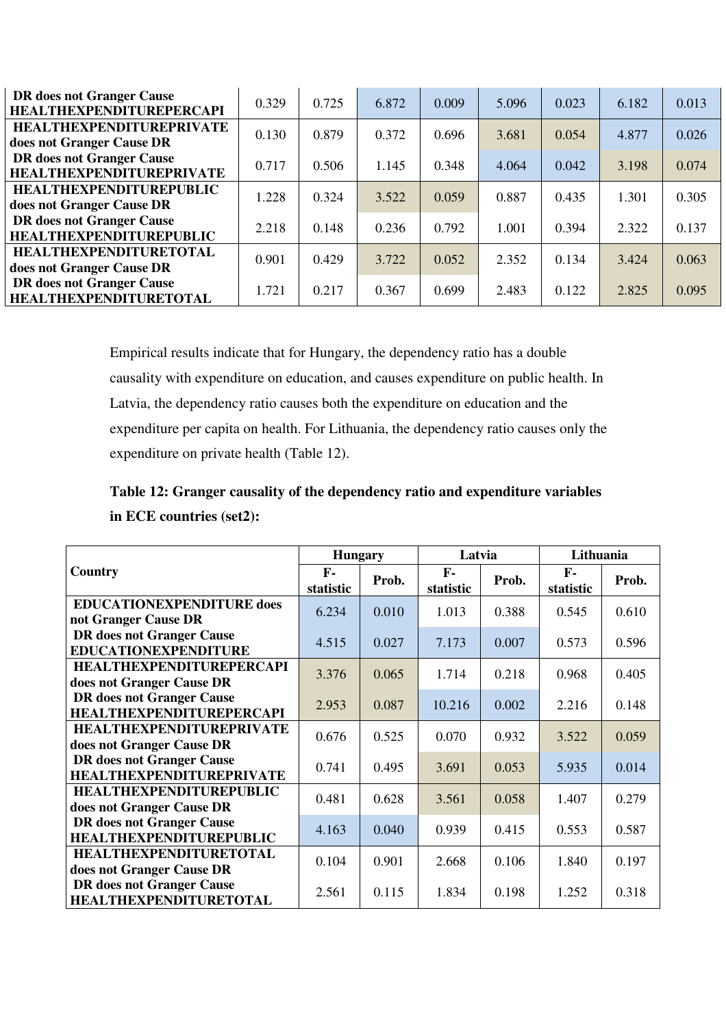| | | | | | | | | |
|---|---|---|---|---|---|---|---|---|
| **DR does not Granger Cause HEALTHEXPENDITUREPERCAPI** | 0.329 | 0.725 | 6.872 | 0.009 | 5.096 | 0.023 | 6.182 | 0.013 |
| **HEALTHEXPENDITUREPRIVATE does not Granger Cause DR** | 0.130 | 0.879 | 0.372 | 0.696 | 3.681 | 0.054 | 4.877 | 0.026 |
| **DR does not Granger Cause HEALTHEXPENDITUREPRIVATE** | 0.717 | 0.506 | 1.145 | 0.348 | 4.064 | 0.042 | 3.198 | 0.074 |
| **HEALTHEXPENDITUREPUBLIC does not Granger Cause DR** | 1.228 | 0.324 | 3.522 | 0.059 | 0.887 | 0.435 | 1.301 | 0.305 |
| **DR does not Granger Cause HEALTHEXPENDITUREPUBLIC** | 2.218 | 0.148 | 0.236 | 0.792 | 1.001 | 0.394 | 2.322 | 0.137 |
| **HEALTHEXPENDITURETOTAL does not Granger Cause DR** | 0.901 | 0.429 | 3.722 | 0.052 | 2.352 | 0.134 | 3.424 | 0.063 |
| **DR does not Granger Cause HEALTHEXPENDITURETOTAL** | 1.721 | 0.217 | 0.367 | 0.699 | 2.483 | 0.122 | 2.825 | 0.095 |

Empirical results indicate that for Hungary, the dependency ratio has a double causality with expenditure on education, and causes expenditure on public health. In Latvia, the dependency ratio causes both the expenditure on education and the expenditure per capita on health. For Lithuania, the dependency ratio causes only the expenditure on private health (Table 12).

**Table 12: Granger causality of the dependency ratio and expenditure variables in ECE countries (set2):**

| Country | Hungary | | Latvia | | Lithuania | |
|---|---|---|---|---|---|---|
| | F-statistic | Prob. | F-statistic | Prob. | F-statistic | Prob. |
| **EDUCATIONEXPENDITURE does not Granger Cause DR** | 6.234 | 0.010 | 1.013 | 0.388 | 0.545 | 0.610 |
| **DR does not Granger Cause EDUCATIONEXPENDITURE** | 4.515 | 0.027 | 7.173 | 0.007 | 0.573 | 0.596 |
| **HEALTHEXPENDITUREPERCAPI does not Granger Cause DR** | 3.376 | 0.065 | 1.714 | 0.218 | 0.968 | 0.405 |
| **DR does not Granger Cause HEALTHEXPENDITUREPERCAPI** | 2.953 | 0.087 | 10.216 | 0.002 | 2.216 | 0.148 |
| **HEALTHEXPENDITUREPRIVATE does not Granger Cause DR** | 0.676 | 0.525 | 0.070 | 0.932 | 3.522 | 0.059 |
| **DR does not Granger Cause HEALTHEXPENDITUREPRIVATE** | 0.741 | 0.495 | 3.691 | 0.053 | 5.935 | 0.014 |
| **HEALTHEXPENDITUREPUBLIC does not Granger Cause DR** | 0.481 | 0.628 | 3.561 | 0.058 | 1.407 | 0.279 |
| **DR does not Granger Cause HEALTHEXPENDITUREPUBLIC** | 4.163 | 0.040 | 0.939 | 0.415 | 0.553 | 0.587 |
| **HEALTHEXPENDITURETOTAL does not Granger Cause DR** | 0.104 | 0.901 | 2.668 | 0.106 | 1.840 | 0.197 |
| **DR does not Granger Cause HEALTHEXPENDITURETOTAL** | 2.561 | 0.115 | 1.834 | 0.198 | 1.252 | 0.318 |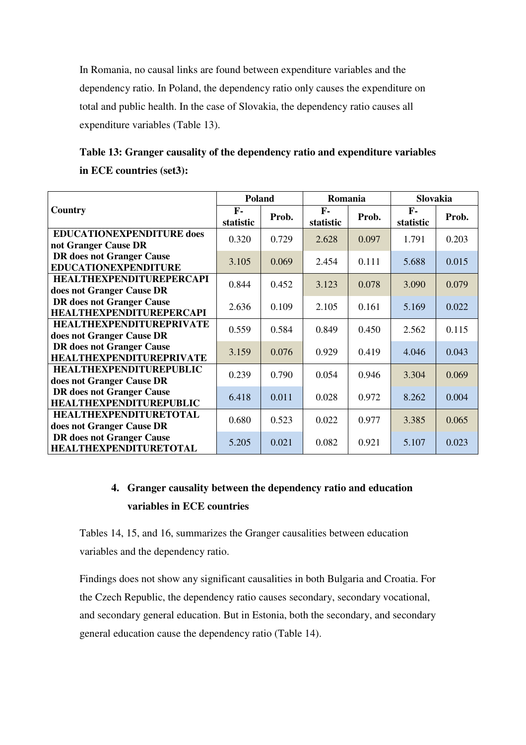In Romania, no causal links are found between expenditure variables and the dependency ratio. In Poland, the dependency ratio only causes the expenditure on total and public health. In the case of Slovakia, the dependency ratio causes all expenditure variables (Table 13).

**Table 13: Granger causality of the dependency ratio and expenditure variables in ECE countries (set3):**

| Country | Poland | | Romania | | Slovakia | |
|---|---|---|---|---|---|---|
| | F-statistic | Prob. | F-statistic | Prob. | F-statistic | Prob. |
| **EDUCATIONEXPENDITURE does not Granger Cause DR** | 0.320 | 0.729 | 2.628 | 0.097 | 1.791 | 0.203 |
| **DR does not Granger Cause EDUCATIONEXPENDITURE** | 3.105 | 0.069 | 2.454 | 0.111 | 5.688 | 0.015 |
| **HEALTHEXPENDITUREPERCAPI does not Granger Cause DR** | 0.844 | 0.452 | 3.123 | 0.078 | 3.090 | 0.079 |
| **DR does not Granger Cause HEALTHEXPENDITUREPERCAPI** | 2.636 | 0.109 | 2.105 | 0.161 | 5.169 | 0.022 |
| **HEALTHEXPENDITUREPRIVATE does not Granger Cause DR** | 0.559 | 0.584 | 0.849 | 0.450 | 2.562 | 0.115 |
| **DR does not Granger Cause HEALTHEXPENDITUREPRIVATE** | 3.159 | 0.076 | 0.929 | 0.419 | 4.046 | 0.043 |
| **HEALTHEXPENDITUREPUBLIC does not Granger Cause DR** | 0.239 | 0.790 | 0.054 | 0.946 | 3.304 | 0.069 |
| **DR does not Granger Cause HEALTHEXPENDITUREPUBLIC** | 6.418 | 0.011 | 0.028 | 0.972 | 8.262 | 0.004 |
| **HEALTHEXPENDITURETOTAL does not Granger Cause DR** | 0.680 | 0.523 | 0.022 | 0.977 | 3.385 | 0.065 |
| **DR does not Granger Cause HEALTHEXPENDITURETOTAL** | 5.205 | 0.021 | 0.082 | 0.921 | 5.107 | 0.023 |

## 4. Granger causality between the dependency ratio and education variables in ECE countries

Tables 14, 15, and 16, summarizes the Granger causalities between education variables and the dependency ratio.

Findings does not show any significant causalities in both Bulgaria and Croatia. For the Czech Republic, the dependency ratio causes secondary, secondary vocational, and secondary general education. But in Estonia, both the secondary, and secondary general education cause the dependency ratio (Table 14).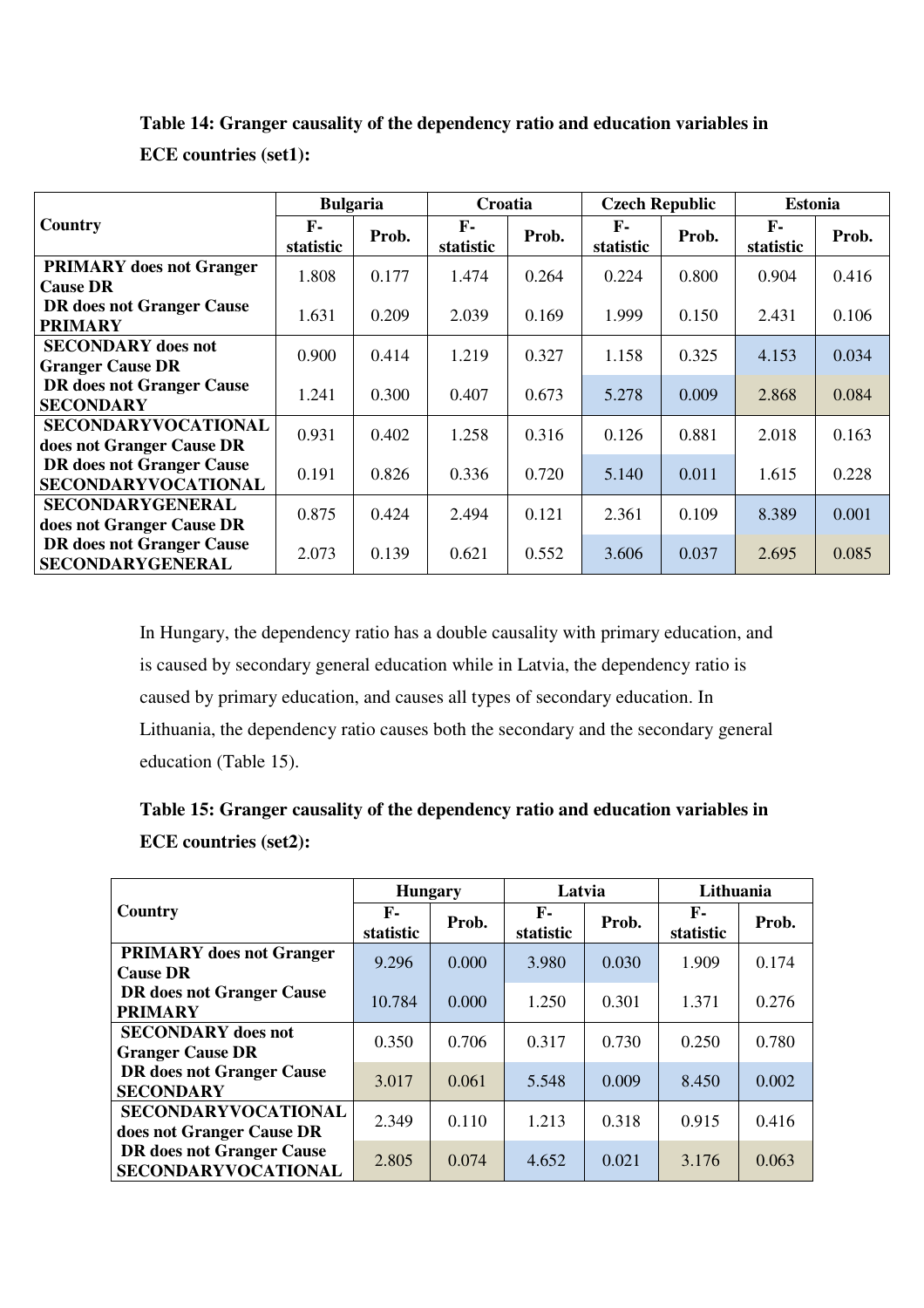**Table 14: Granger causality of the dependency ratio and education variables in ECE countries (set1):**

| Country | Bulgaria | | Croatia | | Czech Republic | | Estonia | |
|---|---|---|---|---|---|---|---|---|
| | F-statistic | Prob. | F-statistic | Prob. | F-statistic | Prob. | F-statistic | Prob. |
| PRIMARY does not Granger Cause DR | 1.808 | 0.177 | 1.474 | 0.264 | 0.224 | 0.800 | 0.904 | 0.416 |
| DR does not Granger Cause PRIMARY | 1.631 | 0.209 | 2.039 | 0.169 | 1.999 | 0.150 | 2.431 | 0.106 |
| SECONDARY does not Granger Cause DR | 0.900 | 0.414 | 1.219 | 0.327 | 1.158 | 0.325 | 4.153 | 0.034 |
| DR does not Granger Cause SECONDARY | 1.241 | 0.300 | 0.407 | 0.673 | 5.278 | 0.009 | 2.868 | 0.084 |
| SECONDARYVOCATIONAL does not Granger Cause DR | 0.931 | 0.402 | 1.258 | 0.316 | 0.126 | 0.881 | 2.018 | 0.163 |
| DR does not Granger Cause SECONDARYVOCATIONAL | 0.191 | 0.826 | 0.336 | 0.720 | 5.140 | 0.011 | 1.615 | 0.228 |
| SECONDARYGENERAL does not Granger Cause DR | 0.875 | 0.424 | 2.494 | 0.121 | 2.361 | 0.109 | 8.389 | 0.001 |
| DR does not Granger Cause SECONDARYGENERAL | 2.073 | 0.139 | 0.621 | 0.552 | 3.606 | 0.037 | 2.695 | 0.085 |

In Hungary, the dependency ratio has a double causality with primary education, and is caused by secondary general education while in Latvia, the dependency ratio is caused by primary education, and causes all types of secondary education. In Lithuania, the dependency ratio causes both the secondary and the secondary general education (Table 15).

**Table 15: Granger causality of the dependency ratio and education variables in ECE countries (set2):**

| Country | Hungary | | Latvia | | Lithuania | |
|---|---|---|---|---|---|---|
| | F-statistic | Prob. | F-statistic | Prob. | F-statistic | Prob. |
| PRIMARY does not Granger Cause DR | 9.296 | 0.000 | 3.980 | 0.030 | 1.909 | 0.174 |
| DR does not Granger Cause PRIMARY | 10.784 | 0.000 | 1.250 | 0.301 | 1.371 | 0.276 |
| SECONDARY does not Granger Cause DR | 0.350 | 0.706 | 0.317 | 0.730 | 0.250 | 0.780 |
| DR does not Granger Cause SECONDARY | 3.017 | 0.061 | 5.548 | 0.009 | 8.450 | 0.002 |
| SECONDARYVOCATIONAL does not Granger Cause DR | 2.349 | 0.110 | 1.213 | 0.318 | 0.915 | 0.416 |
| DR does not Granger Cause SECONDARYVOCATIONAL | 2.805 | 0.074 | 4.652 | 0.021 | 3.176 | 0.063 |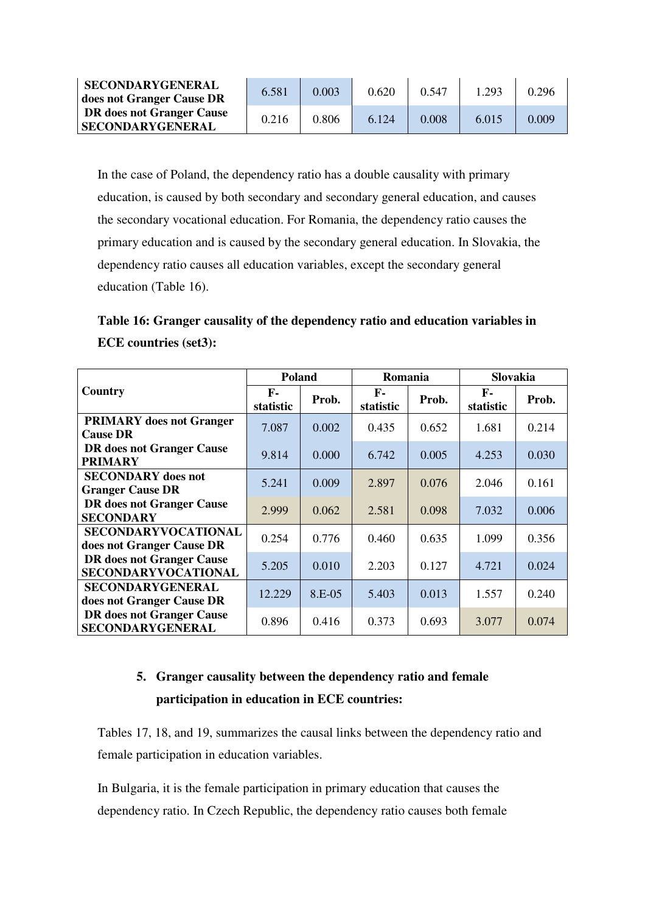| SECONDARYGENERAL does not Granger Cause DR | 6.581 | 0.003 | 0.620 | 0.547 | 1.293 | 0.296 |
|---|---|---|---|---|---|---|
| DR does not Granger Cause SECONDARYGENERAL | 0.216 | 0.806 | 6.124 | 0.008 | 6.015 | 0.009 |

In the case of Poland, the dependency ratio has a double causality with primary education, is caused by both secondary and secondary general education, and causes the secondary vocational education. For Romania, the dependency ratio causes the primary education and is caused by the secondary general education. In Slovakia, the dependency ratio causes all education variables, except the secondary general education (Table 16).

**Table 16: Granger causality of the dependency ratio and education variables in ECE countries (set3):**

| Country | Poland | | Romania | | Slovakia | |
|---|---|---|---|---|---|---|
| | F-statistic | Prob. | F-statistic | Prob. | F-statistic | Prob. |
| PRIMARY does not Granger Cause DR | 7.087 | 0.002 | 0.435 | 0.652 | 1.681 | 0.214 |
| DR does not Granger Cause PRIMARY | 9.814 | 0.000 | 6.742 | 0.005 | 4.253 | 0.030 |
| SECONDARY does not Granger Cause DR | 5.241 | 0.009 | 2.897 | 0.076 | 2.046 | 0.161 |
| DR does not Granger Cause SECONDARY | 2.999 | 0.062 | 2.581 | 0.098 | 7.032 | 0.006 |
| SECONDARYVOCATIONAL does not Granger Cause DR | 0.254 | 0.776 | 0.460 | 0.635 | 1.099 | 0.356 |
| DR does not Granger Cause SECONDARYVOCATIONAL | 5.205 | 0.010 | 2.203 | 0.127 | 4.721 | 0.024 |
| SECONDARYGENERAL does not Granger Cause DR | 12.229 | 8.E-05 | 5.403 | 0.013 | 1.557 | 0.240 |
| DR does not Granger Cause SECONDARYGENERAL | 0.896 | 0.416 | 0.373 | 0.693 | 3.077 | 0.074 |

## 5. Granger causality between the dependency ratio and female participation in education in ECE countries:

Tables 17, 18, and 19, summarizes the causal links between the dependency ratio and female participation in education variables.

In Bulgaria, it is the female participation in primary education that causes the dependency ratio. In Czech Republic, the dependency ratio causes both female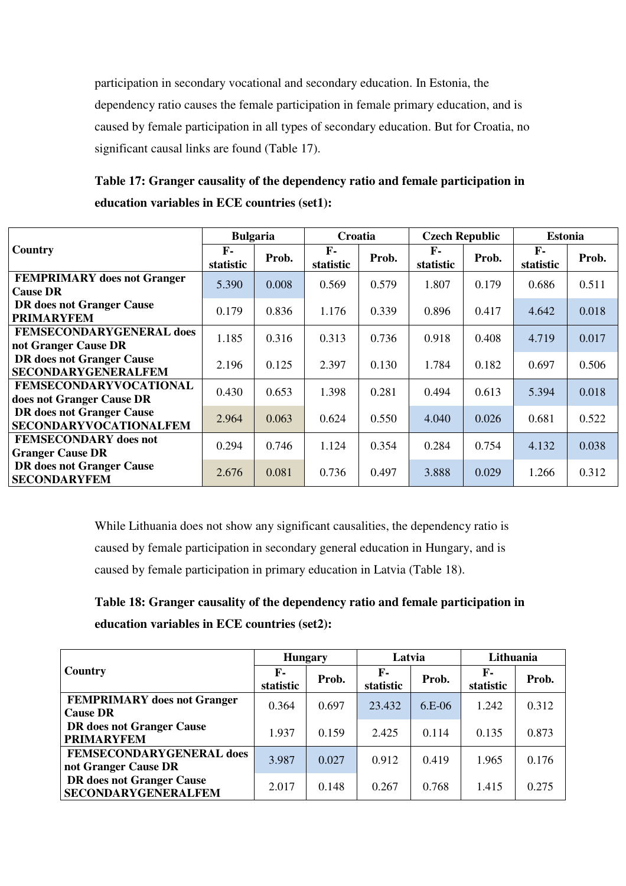participation in secondary vocational and secondary education. In Estonia, the dependency ratio causes the female participation in female primary education, and is caused by female participation in all types of secondary education. But for Croatia, no significant causal links are found (Table 17).

**Table 17: Granger causality of the dependency ratio and female participation in education variables in ECE countries (set1):**

| Country | Bulgaria | | Croatia | | Czech Republic | | Estonia | |
|---|---|---|---|---|---|---|---|---|
| | F-statistic | Prob. | F-statistic | Prob. | F-statistic | Prob. | F-statistic | Prob. |
| **FEMPRIMARY does not Granger Cause DR** | 5.390 | 0.008 | 0.569 | 0.579 | 1.807 | 0.179 | 0.686 | 0.511 |
| **DR does not Granger Cause PRIMARYFEM** | 0.179 | 0.836 | 1.176 | 0.339 | 0.896 | 0.417 | 4.642 | 0.018 |
| **FEMSECONDARYGENERAL does not Granger Cause DR** | 1.185 | 0.316 | 0.313 | 0.736 | 0.918 | 0.408 | 4.719 | 0.017 |
| **DR does not Granger Cause SECONDARYGENERALFEM** | 2.196 | 0.125 | 2.397 | 0.130 | 1.784 | 0.182 | 0.697 | 0.506 |
| **FEMSECONDARYVOCATIONAL does not Granger Cause DR** | 0.430 | 0.653 | 1.398 | 0.281 | 0.494 | 0.613 | 5.394 | 0.018 |
| **DR does not Granger Cause SECONDARYVOCATIONALFEM** | 2.964 | 0.063 | 0.624 | 0.550 | 4.040 | 0.026 | 0.681 | 0.522 |
| **FEMSECONDARY does not Granger Cause DR** | 0.294 | 0.746 | 1.124 | 0.354 | 0.284 | 0.754 | 4.132 | 0.038 |
| **DR does not Granger Cause SECONDARYFEM** | 2.676 | 0.081 | 0.736 | 0.497 | 3.888 | 0.029 | 1.266 | 0.312 |

While Lithuania does not show any significant causalities, the dependency ratio is caused by female participation in secondary general education in Hungary, and is caused by female participation in primary education in Latvia (Table 18).

**Table 18: Granger causality of the dependency ratio and female participation in education variables in ECE countries (set2):**

| Country | Hungary | | Latvia | | Lithuania | |
|---|---|---|---|---|---|---|
| | F-statistic | Prob. | F-statistic | Prob. | F-statistic | Prob. |
| **FEMPRIMARY does not Granger Cause DR** | 0.364 | 0.697 | 23.432 | 6.E-06 | 1.242 | 0.312 |
| **DR does not Granger Cause PRIMARYFEM** | 1.937 | 0.159 | 2.425 | 0.114 | 0.135 | 0.873 |
| **FEMSECONDARYGENERAL does not Granger Cause DR** | 3.987 | 0.027 | 0.912 | 0.419 | 1.965 | 0.176 |
| **DR does not Granger Cause SECONDARYGENERALFEM** | 2.017 | 0.148 | 0.267 | 0.768 | 1.415 | 0.275 |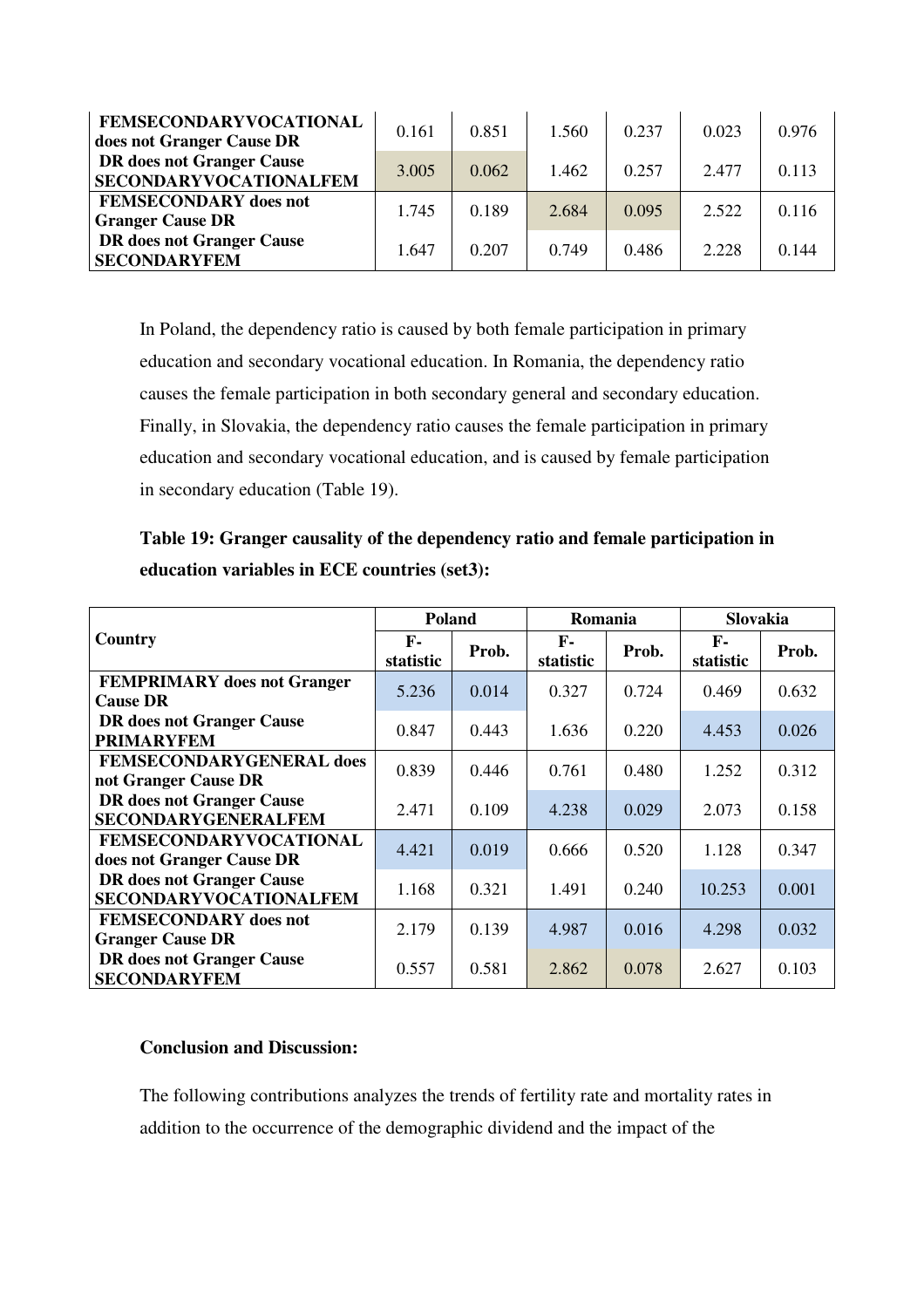| | | | | | | |
|---|---|---|---|---|---|---|
| **FEMSECONDARYVOCATIONAL does not Granger Cause DR** | 0.161 | 0.851 | 1.560 | 0.237 | 0.023 | 0.976 |
| **DR does not Granger Cause SECONDARYVOCATIONALFEM** | 3.005 | 0.062 | 1.462 | 0.257 | 2.477 | 0.113 |
| **FEMSECONDARY does not Granger Cause DR** | 1.745 | 0.189 | 2.684 | 0.095 | 2.522 | 0.116 |
| **DR does not Granger Cause SECONDARYFEM** | 1.647 | 0.207 | 0.749 | 0.486 | 2.228 | 0.144 |

In Poland, the dependency ratio is caused by both female participation in primary education and secondary vocational education. In Romania, the dependency ratio causes the female participation in both secondary general and secondary education. Finally, in Slovakia, the dependency ratio causes the female participation in primary education and secondary vocational education, and is caused by female participation in secondary education (Table 19).

**Table 19: Granger causality of the dependency ratio and female participation in education variables in ECE countries (set3):**

| **Country** | **Poland** | | **Romania** | | **Slovakia** | |
|---|---|---|---|---|---|---|
| | **F-statistic** | **Prob.** | **F-statistic** | **Prob.** | **F-statistic** | **Prob.** |
| **FEMPRIMARY does not Granger Cause DR** | 5.236 | 0.014 | 0.327 | 0.724 | 0.469 | 0.632 |
| **DR does not Granger Cause PRIMARYFEM** | 0.847 | 0.443 | 1.636 | 0.220 | 4.453 | 0.026 |
| **FEMSECONDARYGENERAL does not Granger Cause DR** | 0.839 | 0.446 | 0.761 | 0.480 | 1.252 | 0.312 |
| **DR does not Granger Cause SECONDARYGENERALFEM** | 2.471 | 0.109 | 4.238 | 0.029 | 2.073 | 0.158 |
| **FEMSECONDARYVOCATIONAL does not Granger Cause DR** | 4.421 | 0.019 | 0.666 | 0.520 | 1.128 | 0.347 |
| **DR does not Granger Cause SECONDARYVOCATIONALFEM** | 1.168 | 0.321 | 1.491 | 0.240 | 10.253 | 0.001 |
| **FEMSECONDARY does not Granger Cause DR** | 2.179 | 0.139 | 4.987 | 0.016 | 4.298 | 0.032 |
| **DR does not Granger Cause SECONDARYFEM** | 0.557 | 0.581 | 2.862 | 0.078 | 2.627 | 0.103 |

**Conclusion and Discussion:**

The following contributions analyzes the trends of fertility rate and mortality rates in addition to the occurrence of the demographic dividend and the impact of the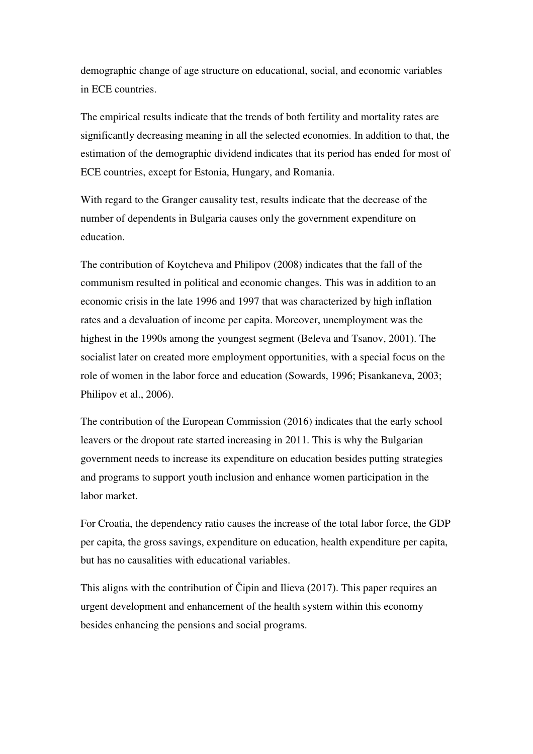demographic change of age structure on educational, social, and economic variables in ECE countries.

The empirical results indicate that the trends of both fertility and mortality rates are significantly decreasing meaning in all the selected economies. In addition to that, the estimation of the demographic dividend indicates that its period has ended for most of ECE countries, except for Estonia, Hungary, and Romania.

With regard to the Granger causality test, results indicate that the decrease of the number of dependents in Bulgaria causes only the government expenditure on education.

The contribution of Koytcheva and Philipov (2008) indicates that the fall of the communism resulted in political and economic changes. This was in addition to an economic crisis in the late 1996 and 1997 that was characterized by high inflation rates and a devaluation of income per capita. Moreover, unemployment was the highest in the 1990s among the youngest segment (Beleva and Tsanov, 2001). The socialist later on created more employment opportunities, with a special focus on the role of women in the labor force and education (Sowards, 1996; Pisankaneva, 2003; Philipov et al., 2006).

The contribution of the European Commission (2016) indicates that the early school leavers or the dropout rate started increasing in 2011. This is why the Bulgarian government needs to increase its expenditure on education besides putting strategies and programs to support youth inclusion and enhance women participation in the labor market.

For Croatia, the dependency ratio causes the increase of the total labor force, the GDP per capita, the gross savings, expenditure on education, health expenditure per capita, but has no causalities with educational variables.

This aligns with the contribution of Čipin and Ilieva (2017). This paper requires an urgent development and enhancement of the health system within this economy besides enhancing the pensions and social programs.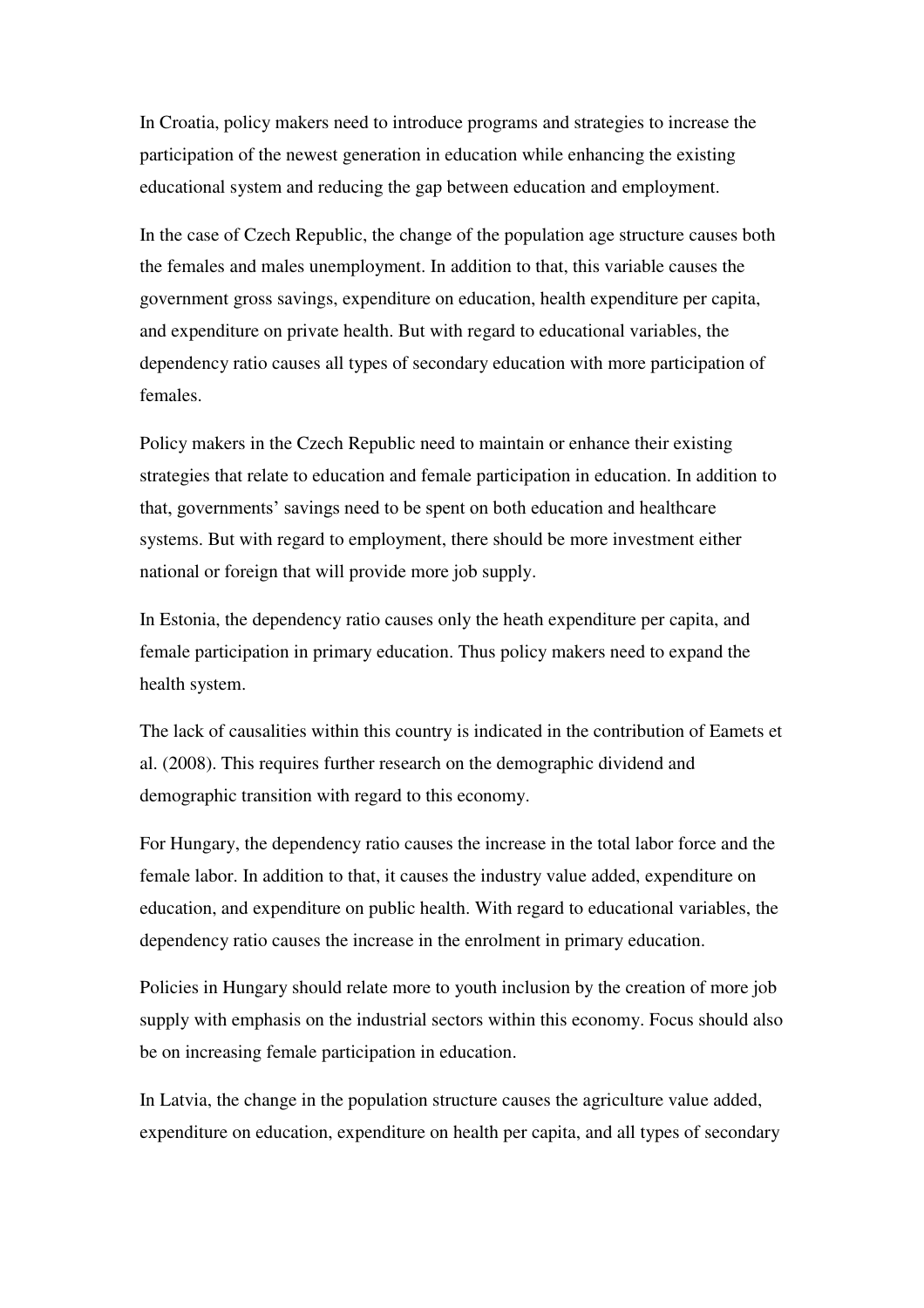In Croatia, policy makers need to introduce programs and strategies to increase the participation of the newest generation in education while enhancing the existing educational system and reducing the gap between education and employment.

In the case of Czech Republic, the change of the population age structure causes both the females and males unemployment. In addition to that, this variable causes the government gross savings, expenditure on education, health expenditure per capita, and expenditure on private health. But with regard to educational variables, the dependency ratio causes all types of secondary education with more participation of females.

Policy makers in the Czech Republic need to maintain or enhance their existing strategies that relate to education and female participation in education. In addition to that, governments' savings need to be spent on both education and healthcare systems. But with regard to employment, there should be more investment either national or foreign that will provide more job supply.

In Estonia, the dependency ratio causes only the heath expenditure per capita, and female participation in primary education. Thus policy makers need to expand the health system.

The lack of causalities within this country is indicated in the contribution of Eamets et al. (2008). This requires further research on the demographic dividend and demographic transition with regard to this economy.

For Hungary, the dependency ratio causes the increase in the total labor force and the female labor. In addition to that, it causes the industry value added, expenditure on education, and expenditure on public health. With regard to educational variables, the dependency ratio causes the increase in the enrolment in primary education.

Policies in Hungary should relate more to youth inclusion by the creation of more job supply with emphasis on the industrial sectors within this economy. Focus should also be on increasing female participation in education.

In Latvia, the change in the population structure causes the agriculture value added, expenditure on education, expenditure on health per capita, and all types of secondary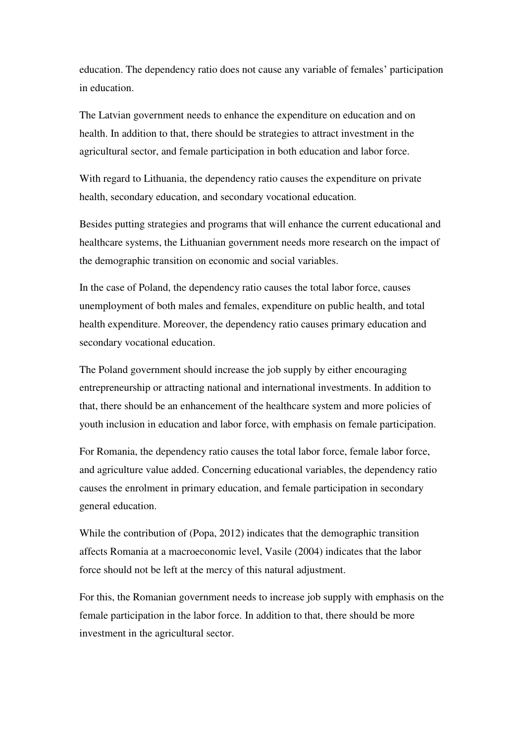education. The dependency ratio does not cause any variable of females' participation in education.

The Latvian government needs to enhance the expenditure on education and on health. In addition to that, there should be strategies to attract investment in the agricultural sector, and female participation in both education and labor force.

With regard to Lithuania, the dependency ratio causes the expenditure on private health, secondary education, and secondary vocational education.

Besides putting strategies and programs that will enhance the current educational and healthcare systems, the Lithuanian government needs more research on the impact of the demographic transition on economic and social variables.

In the case of Poland, the dependency ratio causes the total labor force, causes unemployment of both males and females, expenditure on public health, and total health expenditure. Moreover, the dependency ratio causes primary education and secondary vocational education.

The Poland government should increase the job supply by either encouraging entrepreneurship or attracting national and international investments. In addition to that, there should be an enhancement of the healthcare system and more policies of youth inclusion in education and labor force, with emphasis on female participation.

For Romania, the dependency ratio causes the total labor force, female labor force, and agriculture value added. Concerning educational variables, the dependency ratio causes the enrolment in primary education, and female participation in secondary general education.

While the contribution of (Popa, 2012) indicates that the demographic transition affects Romania at a macroeconomic level, Vasile (2004) indicates that the labor force should not be left at the mercy of this natural adjustment.

For this, the Romanian government needs to increase job supply with emphasis on the female participation in the labor force. In addition to that, there should be more investment in the agricultural sector.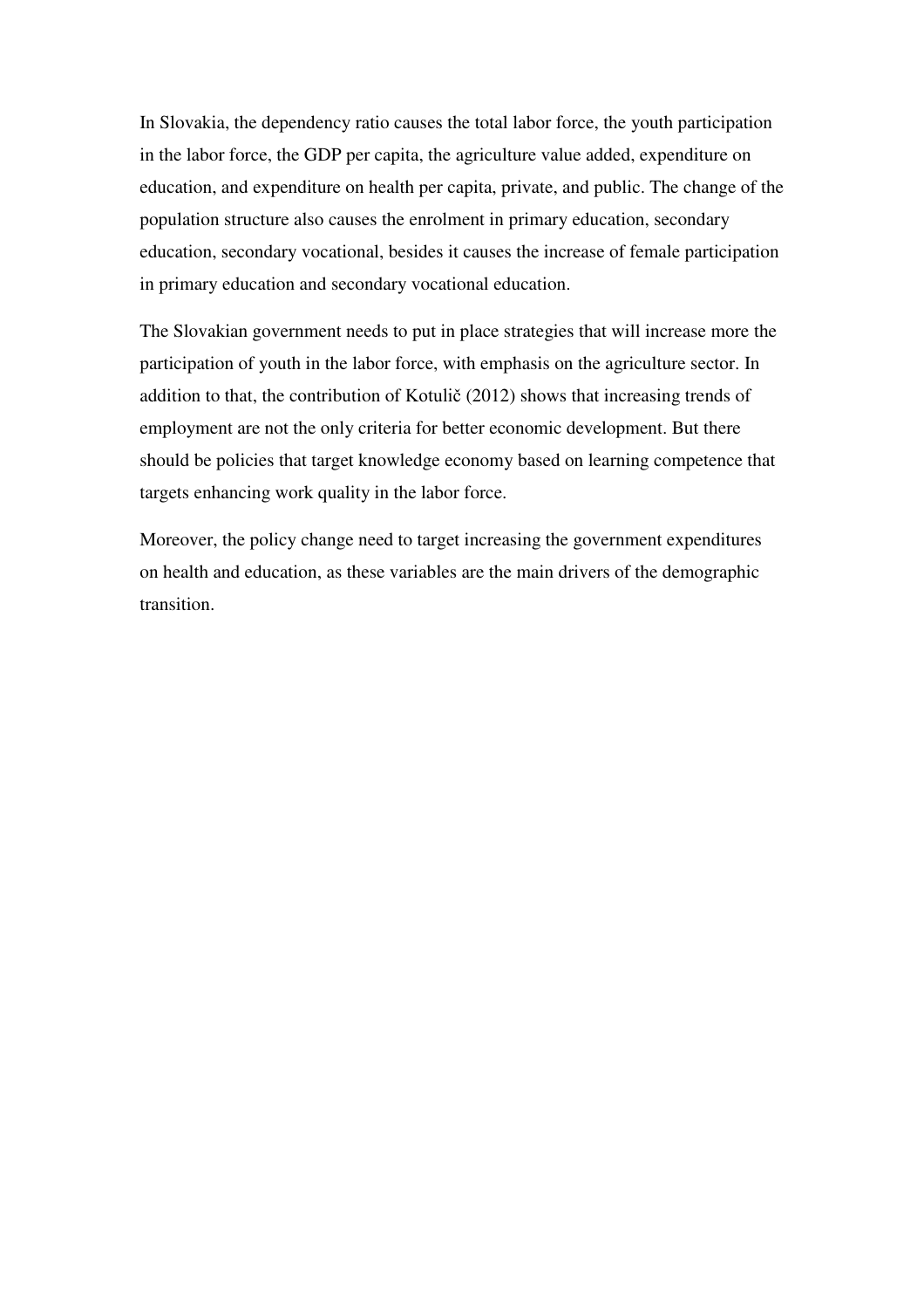In Slovakia, the dependency ratio causes the total labor force, the youth participation in the labor force, the GDP per capita, the agriculture value added, expenditure on education, and expenditure on health per capita, private, and public. The change of the population structure also causes the enrolment in primary education, secondary education, secondary vocational, besides it causes the increase of female participation in primary education and secondary vocational education.

The Slovakian government needs to put in place strategies that will increase more the participation of youth in the labor force, with emphasis on the agriculture sector. In addition to that, the contribution of Kotulič (2012) shows that increasing trends of employment are not the only criteria for better economic development. But there should be policies that target knowledge economy based on learning competence that targets enhancing work quality in the labor force.

Moreover, the policy change need to target increasing the government expenditures on health and education, as these variables are the main drivers of the demographic transition.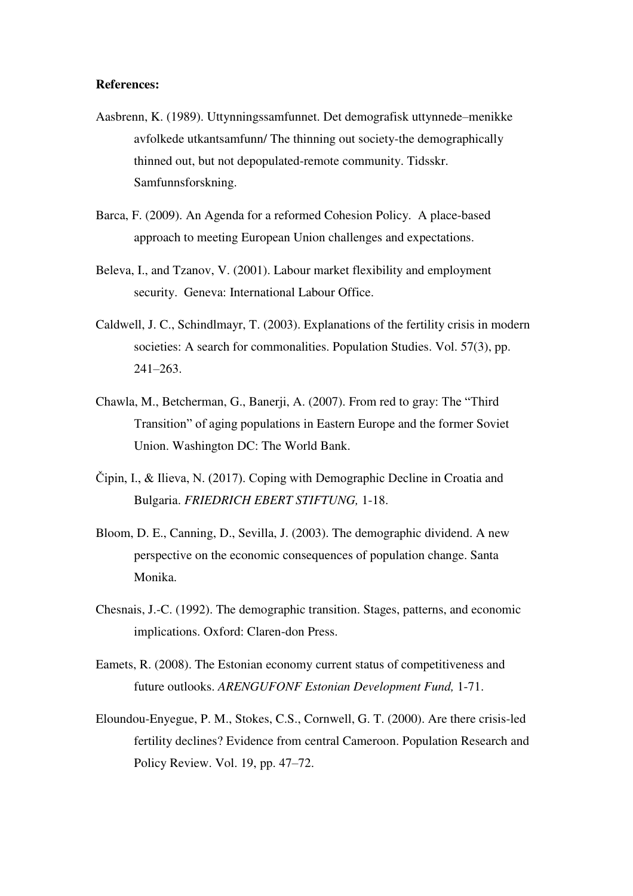**References:**

Aasbrenn, K. (1989). Uttynningssamfunnet. Det demografisk uttynnede–menikke avfolkede utkantsamfunn/ The thinning out society-the demographically thinned out, but not depopulated-remote community. Tidsskr. Samfunnsforskning.

Barca, F. (2009). An Agenda for a reformed Cohesion Policy. A place-based approach to meeting European Union challenges and expectations.

Beleva, I., and Tzanov, V. (2001). Labour market flexibility and employment security. Geneva: International Labour Office.

Caldwell, J. C., Schindlmayr, T. (2003). Explanations of the fertility crisis in modern societies: A search for commonalities. Population Studies. Vol. 57(3), pp. 241–263.

Chawla, M., Betcherman, G., Banerji, A. (2007). From red to gray: The "Third Transition" of aging populations in Eastern Europe and the former Soviet Union. Washington DC: The World Bank.

Čipin, I., & Ilieva, N. (2017). Coping with Demographic Decline in Croatia and Bulgaria. *FRIEDRICH EBERT STIFTUNG,* 1-18.

Bloom, D. E., Canning, D., Sevilla, J. (2003). The demographic dividend. A new perspective on the economic consequences of population change. Santa Monika.

Chesnais, J.-C. (1992). The demographic transition. Stages, patterns, and economic implications. Oxford: Claren-don Press.

Eamets, R. (2008). The Estonian economy current status of competitiveness and future outlooks. *ARENGUFONF Estonian Development Fund,* 1-71.

Eloundou-Enyegue, P. M., Stokes, C.S., Cornwell, G. T. (2000). Are there crisis-led fertility declines? Evidence from central Cameroon. Population Research and Policy Review. Vol. 19, pp. 47–72.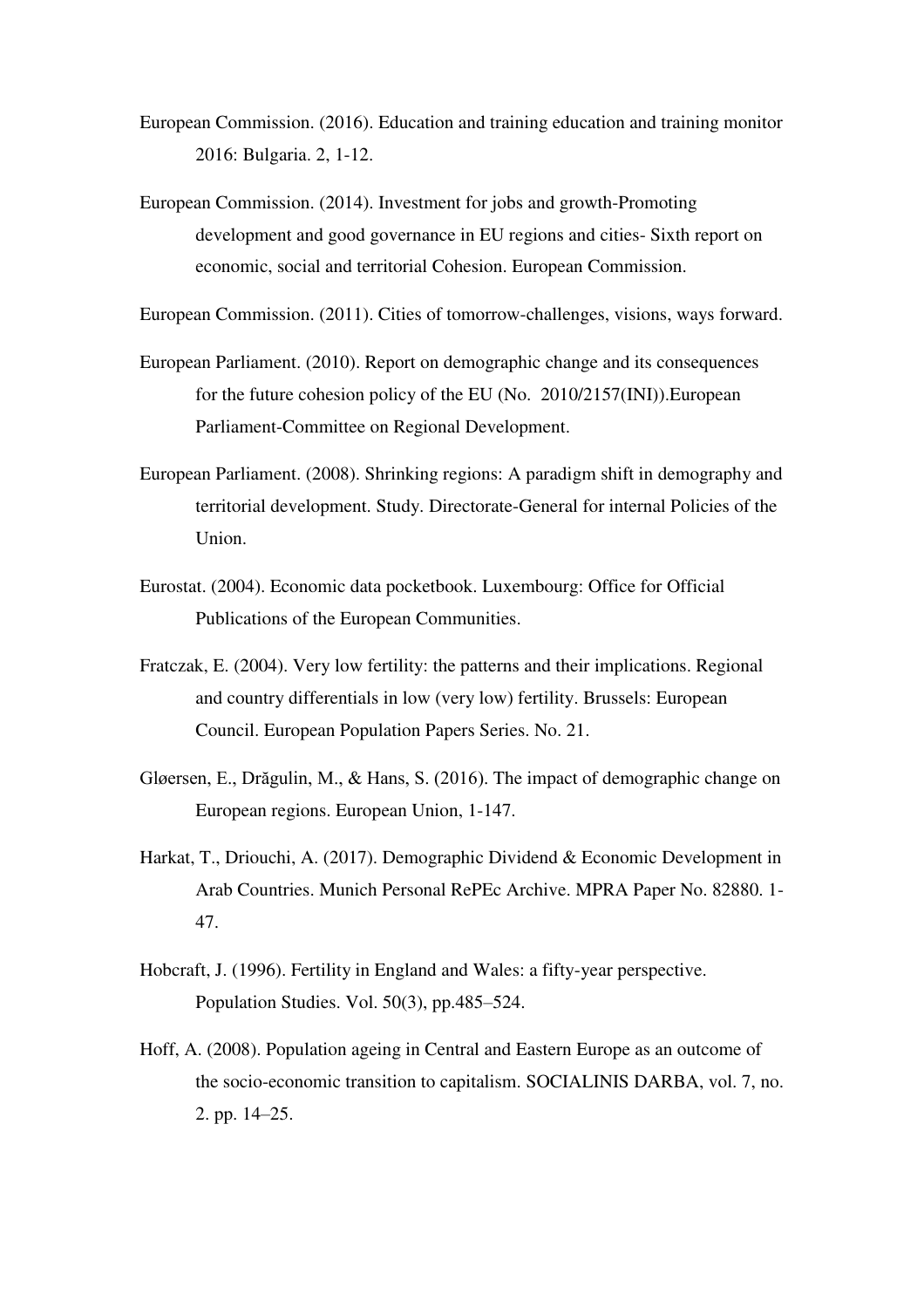European Commission. (2016). Education and training education and training monitor 2016: Bulgaria. 2, 1-12.

European Commission. (2014). Investment for jobs and growth-Promoting development and good governance in EU regions and cities- Sixth report on economic, social and territorial Cohesion. European Commission.

European Commission. (2011). Cities of tomorrow-challenges, visions, ways forward.

European Parliament. (2010). Report on demographic change and its consequences for the future cohesion policy of the EU (No.  2010/2157(INI)).European Parliament-Committee on Regional Development.

European Parliament. (2008). Shrinking regions: A paradigm shift in demography and territorial development. Study. Directorate-General for internal Policies of the Union.

Eurostat. (2004). Economic data pocketbook. Luxembourg: Office for Official Publications of the European Communities.

Fratczak, E. (2004). Very low fertility: the patterns and their implications. Regional and country differentials in low (very low) fertility. Brussels: European Council. European Population Papers Series. No. 21.

Gløersen, E., Drăgulin, M., & Hans, S. (2016). The impact of demographic change on European regions. European Union, 1-147.

Harkat, T., Driouchi, A. (2017). Demographic Dividend & Economic Development in Arab Countries. Munich Personal RePEc Archive. MPRA Paper No. 82880. 1-47.

Hobcraft, J. (1996). Fertility in England and Wales: a fifty-year perspective. Population Studies. Vol. 50(3), pp.485–524.

Hoff, A. (2008). Population ageing in Central and Eastern Europe as an outcome of the socio-economic transition to capitalism. SOCIALINIS DARBA, vol. 7, no. 2. pp. 14–25.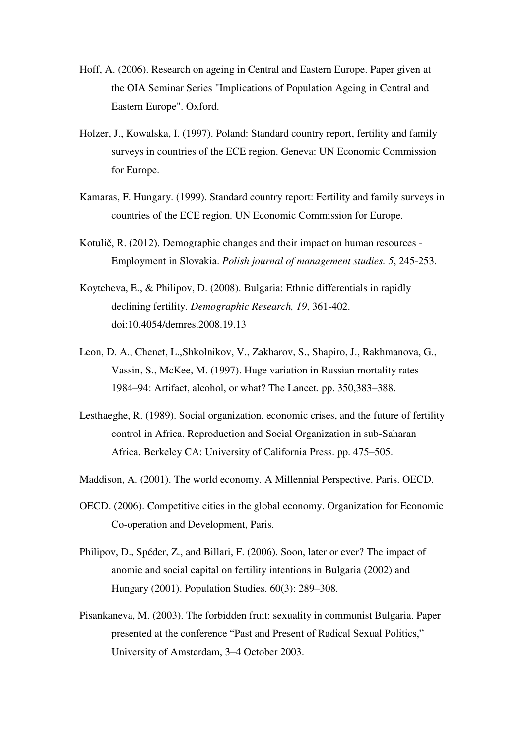Hoff, A. (2006). Research on ageing in Central and Eastern Europe. Paper given at the OIA Seminar Series "Implications of Population Ageing in Central and Eastern Europe". Oxford.

Holzer, J., Kowalska, I. (1997). Poland: Standard country report, fertility and family surveys in countries of the ECE region. Geneva: UN Economic Commission for Europe.

Kamaras, F. Hungary. (1999). Standard country report: Fertility and family surveys in countries of the ECE region. UN Economic Commission for Europe.

Kotulič, R. (2012). Demographic changes and their impact on human resources - Employment in Slovakia. *Polish journal of management studies. 5*, 245-253.

Koytcheva, E., & Philipov, D. (2008). Bulgaria: Ethnic differentials in rapidly declining fertility. *Demographic Research, 19*, 361-402. doi:10.4054/demres.2008.19.13

Leon, D. A., Chenet, L.,Shkolnikov, V., Zakharov, S., Shapiro, J., Rakhmanova, G., Vassin, S., McKee, M. (1997). Huge variation in Russian mortality rates 1984–94: Artifact, alcohol, or what? The Lancet. pp. 350,383–388.

Lesthaeghe, R. (1989). Social organization, economic crises, and the future of fertility control in Africa. Reproduction and Social Organization in sub-Saharan Africa. Berkeley CA: University of California Press. pp. 475–505.

Maddison, A. (2001). The world economy. A Millennial Perspective. Paris. OECD.

OECD. (2006). Competitive cities in the global economy. Organization for Economic Co-operation and Development, Paris.

Philipov, D., Spéder, Z., and Billari, F. (2006). Soon, later or ever? The impact of anomie and social capital on fertility intentions in Bulgaria (2002) and Hungary (2001). Population Studies. 60(3): 289–308.

Pisankaneva, M. (2003). The forbidden fruit: sexuality in communist Bulgaria. Paper presented at the conference "Past and Present of Radical Sexual Politics," University of Amsterdam, 3–4 October 2003.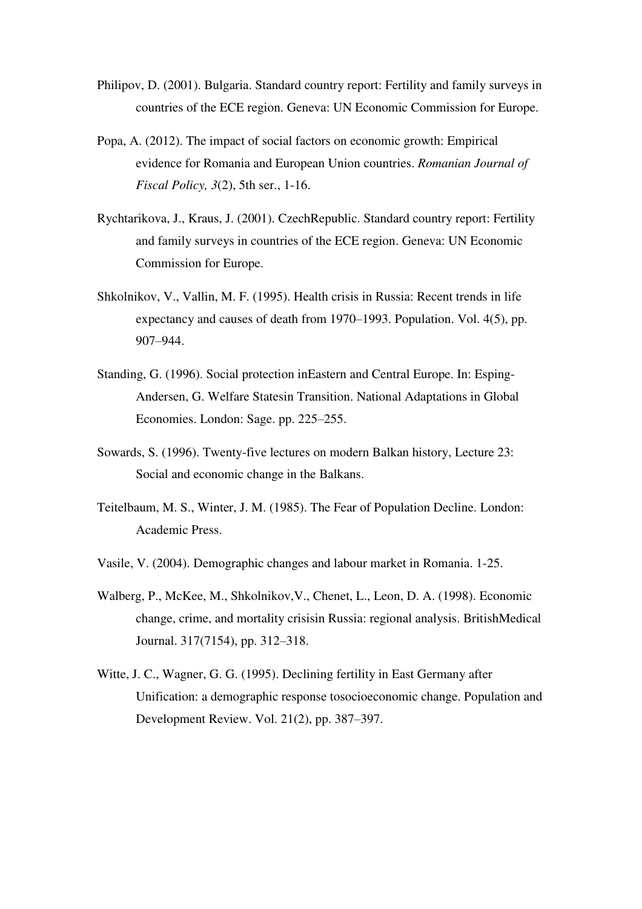Philipov, D. (2001). Bulgaria. Standard country report: Fertility and family surveys in countries of the ECE region. Geneva: UN Economic Commission for Europe.

Popa, A. (2012). The impact of social factors on economic growth: Empirical evidence for Romania and European Union countries. *Romanian Journal of Fiscal Policy, 3*(2), 5th ser., 1-16.

Rychtarikova, J., Kraus, J. (2001). CzechRepublic. Standard country report: Fertility and family surveys in countries of the ECE region. Geneva: UN Economic Commission for Europe.

Shkolnikov, V., Vallin, M. F. (1995). Health crisis in Russia: Recent trends in life expectancy and causes of death from 1970–1993. Population. Vol. 4(5), pp. 907–944.

Standing, G. (1996). Social protection inEastern and Central Europe. In: Esping-Andersen, G. Welfare Statesin Transition. National Adaptations in Global Economies. London: Sage. pp. 225–255.

Sowards, S. (1996). Twenty-five lectures on modern Balkan history, Lecture 23: Social and economic change in the Balkans.

Teitelbaum, M. S., Winter, J. M. (1985). The Fear of Population Decline. London: Academic Press.

Vasile, V. (2004). Demographic changes and labour market in Romania. 1-25.

Walberg, P., McKee, M., Shkolnikov,V., Chenet, L., Leon, D. A. (1998). Economic change, crime, and mortality crisisin Russia: regional analysis. BritishMedical Journal. 317(7154), pp. 312–318.

Witte, J. C., Wagner, G. G. (1995). Declining fertility in East Germany after Unification: a demographic response tosocioeconomic change. Population and Development Review. Vol. 21(2), pp. 387–397.